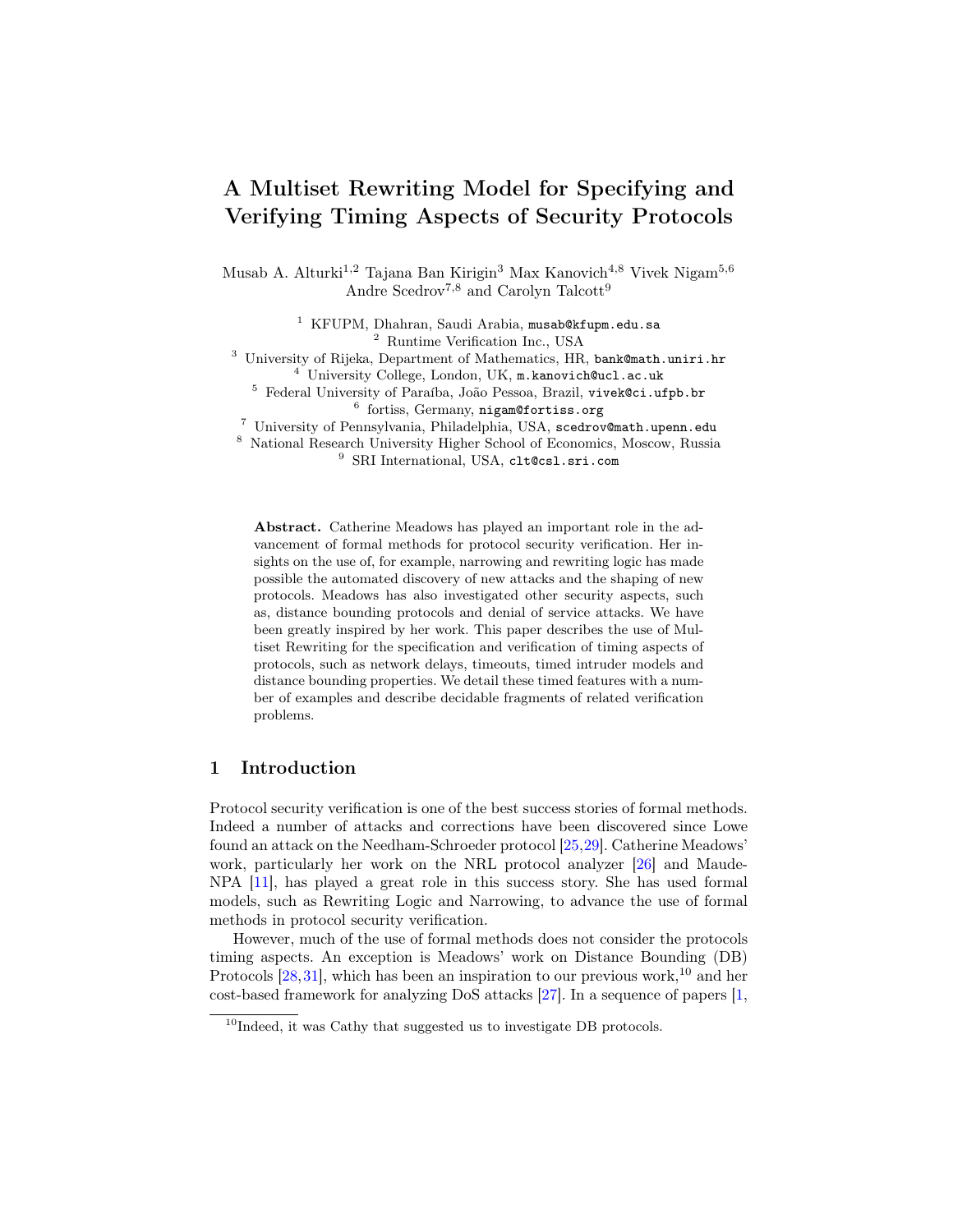# A Multiset Rewriting Model for Specifying and Verifying Timing Aspects of Security Protocols

Musab A. Alturki[1,2] Tajana Ban Kirigin[3] Max Kanovich[4,8] Vivek Nigam[5,6] Andre Scedrov[7,8] and Carolyn Talcott[9]

[1] KFUPM, Dhahran, Saudi Arabia, musab@kfupm.edu.sa
[2] Runtime Verification Inc., USA
[3] University of Rijeka, Department of Mathematics, HR, bank@math.uniri.hr
[4] University College, London, UK, m.kanovich@ucl.ac.uk
[5] Federal University of Paraíba, João Pessoa, Brazil, vivek@ci.ufpb.br
[6] fortiss, Germany, nigam@fortiss.org
[7] University of Pennsylvania, Philadelphia, USA, scedrov@math.upenn.edu
[8] National Research University Higher School of Economics, Moscow, Russia
[9] SRI International, USA, clt@csl.sri.com

**Abstract.** Catherine Meadows has played an important role in the advancement of formal methods for protocol security verification. Her insights on the use of, for example, narrowing and rewriting logic has made possible the automated discovery of new attacks and the shaping of new protocols. Meadows has also investigated other security aspects, such as, distance bounding protocols and denial of service attacks. We have been greatly inspired by her work. This paper describes the use of Multiset Rewriting for the specification and verification of timing aspects of protocols, such as network delays, timeouts, timed intruder models and distance bounding properties. We detail these timed features with a number of examples and describe decidable fragments of related verification problems.

## 1 Introduction

Protocol security verification is one of the best success stories of formal methods. Indeed a number of attacks and corrections have been discovered since Lowe found an attack on the Needham-Schroeder protocol [25,29]. Catherine Meadows' work, particularly her work on the NRL protocol analyzer [26] and Maude-NPA [11], has played a great role in this success story. She has used formal models, such as Rewriting Logic and Narrowing, to advance the use of formal methods in protocol security verification.

However, much of the use of formal methods does not consider the protocols timing aspects. An exception is Meadows' work on Distance Bounding (DB) Protocols [28,31], which has been an inspiration to our previous work,[10] and her cost-based framework for analyzing DoS attacks [27]. In a sequence of papers [1,

[10] Indeed, it was Cathy that suggested us to investigate DB protocols.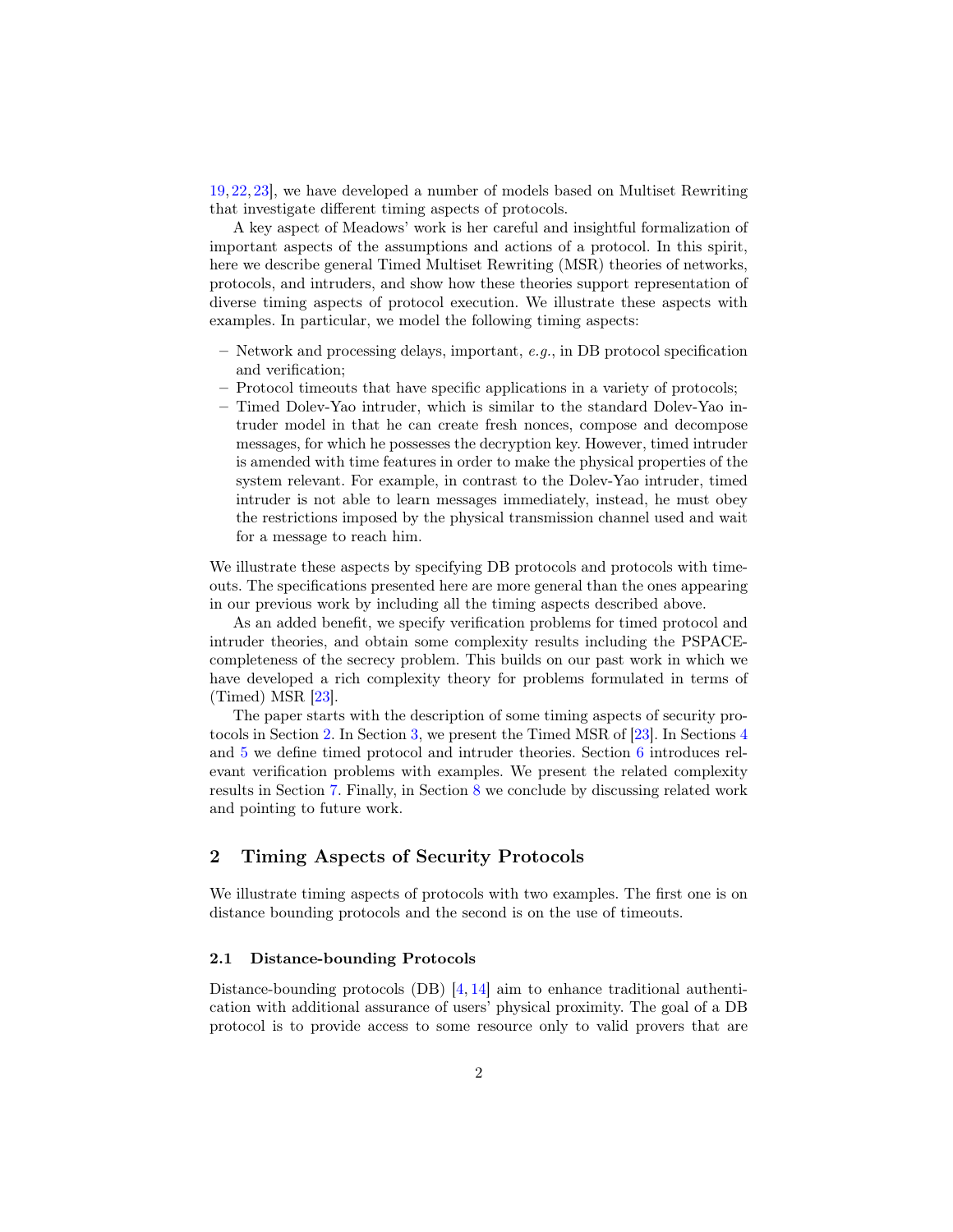19, 22, 23], we have developed a number of models based on Multiset Rewriting that investigate different timing aspects of protocols.

A key aspect of Meadows' work is her careful and insightful formalization of important aspects of the assumptions and actions of a protocol. In this spirit, here we describe general Timed Multiset Rewriting (MSR) theories of networks, protocols, and intruders, and show how these theories support representation of diverse timing aspects of protocol execution. We illustrate these aspects with examples. In particular, we model the following timing aspects:

- Network and processing delays, important, *e.g.*, in DB protocol specification and verification;
- Protocol timeouts that have specific applications in a variety of protocols;
- Timed Dolev-Yao intruder, which is similar to the standard Dolev-Yao intruder model in that he can create fresh nonces, compose and decompose messages, for which he possesses the decryption key. However, timed intruder is amended with time features in order to make the physical properties of the system relevant. For example, in contrast to the Dolev-Yao intruder, timed intruder is not able to learn messages immediately, instead, he must obey the restrictions imposed by the physical transmission channel used and wait for a message to reach him.

We illustrate these aspects by specifying DB protocols and protocols with timeouts. The specifications presented here are more general than the ones appearing in our previous work by including all the timing aspects described above.

As an added benefit, we specify verification problems for timed protocol and intruder theories, and obtain some complexity results including the PSPACE-completeness of the secrecy problem. This builds on our past work in which we have developed a rich complexity theory for problems formulated in terms of (Timed) MSR [23].

The paper starts with the description of some timing aspects of security protocols in Section 2. In Section 3, we present the Timed MSR of [23]. In Sections 4 and 5 we define timed protocol and intruder theories. Section 6 introduces relevant verification problems with examples. We present the related complexity results in Section 7. Finally, in Section 8 we conclude by discussing related work and pointing to future work.

## 2 Timing Aspects of Security Protocols

We illustrate timing aspects of protocols with two examples. The first one is on distance bounding protocols and the second is on the use of timeouts.

### 2.1 Distance-bounding Protocols

Distance-bounding protocols (DB) [4, 14] aim to enhance traditional authentication with additional assurance of users' physical proximity. The goal of a DB protocol is to provide access to some resource only to valid provers that are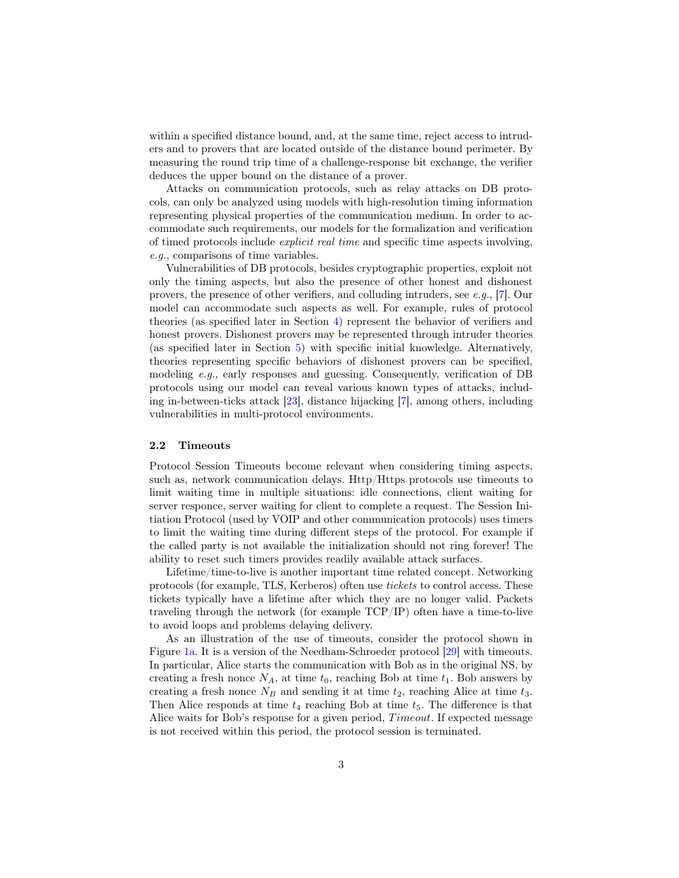within a specified distance bound, and, at the same time, reject access to intruders and to provers that are located outside of the distance bound perimeter. By measuring the round trip time of a challenge-response bit exchange, the verifier deduces the upper bound on the distance of a prover.

Attacks on communication protocols, such as relay attacks on DB protocols, can only be analyzed using models with high-resolution timing information representing physical properties of the communication medium. In order to accommodate such requirements, our models for the formalization and verification of timed protocols include *explicit real time* and specific time aspects involving, *e.g.*, comparisons of time variables.

Vulnerabilities of DB protocols, besides cryptographic properties, exploit not only the timing aspects, but also the presence of other honest and dishonest provers, the presence of other verifiers, and colluding intruders, see *e.g.*, [7]. Our model can accommodate such aspects as well. For example, rules of protocol theories (as specified later in Section 4) represent the behavior of verifiers and honest provers. Dishonest provers may be represented through intruder theories (as specified later in Section 5) with specific initial knowledge. Alternatively, theories representing specific behaviors of dishonest provers can be specified, modeling *e.g.*, early responses and guessing. Consequently, verification of DB protocols using our model can reveal various known types of attacks, including in-between-ticks attack [23], distance hijacking [7], among others, including vulnerabilities in multi-protocol environments.

### 2.2 Timeouts

Protocol Session Timeouts become relevant when considering timing aspects, such as, network communication delays. Http/Https protocols use timeouts to limit waiting time in multiple situations: idle connections, client waiting for server responce, server waiting for client to complete a request. The Session Initiation Protocol (used by VOIP and other communication protocols) uses timers to limit the waiting time during different steps of the protocol. For example if the called party is not available the initialization should not ring forever! The ability to reset such timers provides readily available attack surfaces.

Lifetime/time-to-live is another important time related concept. Networking protocols (for example, TLS, Kerberos) often use *tickets* to control access. These tickets typically have a lifetime after which they are no longer valid. Packets traveling through the network (for example TCP/IP) often have a time-to-live to avoid loops and problems delaying delivery.

As an illustration of the use of timeouts, consider the protocol shown in Figure 1a. It is a version of the Needham-Schroeder protocol [29] with timeouts. In particular, Alice starts the communication with Bob as in the original NS, by creating a fresh nonce $N_A$, at time $t_0$, reaching Bob at time $t_1$. Bob answers by creating a fresh nonce $N_B$ and sending it at time $t_2$, reaching Alice at time $t_3$. Then Alice responds at time $t_4$ reaching Bob at time $t_5$. The difference is that Alice waits for Bob's response for a given period, $Timeout$. If expected message is not received within this period, the protocol session is terminated.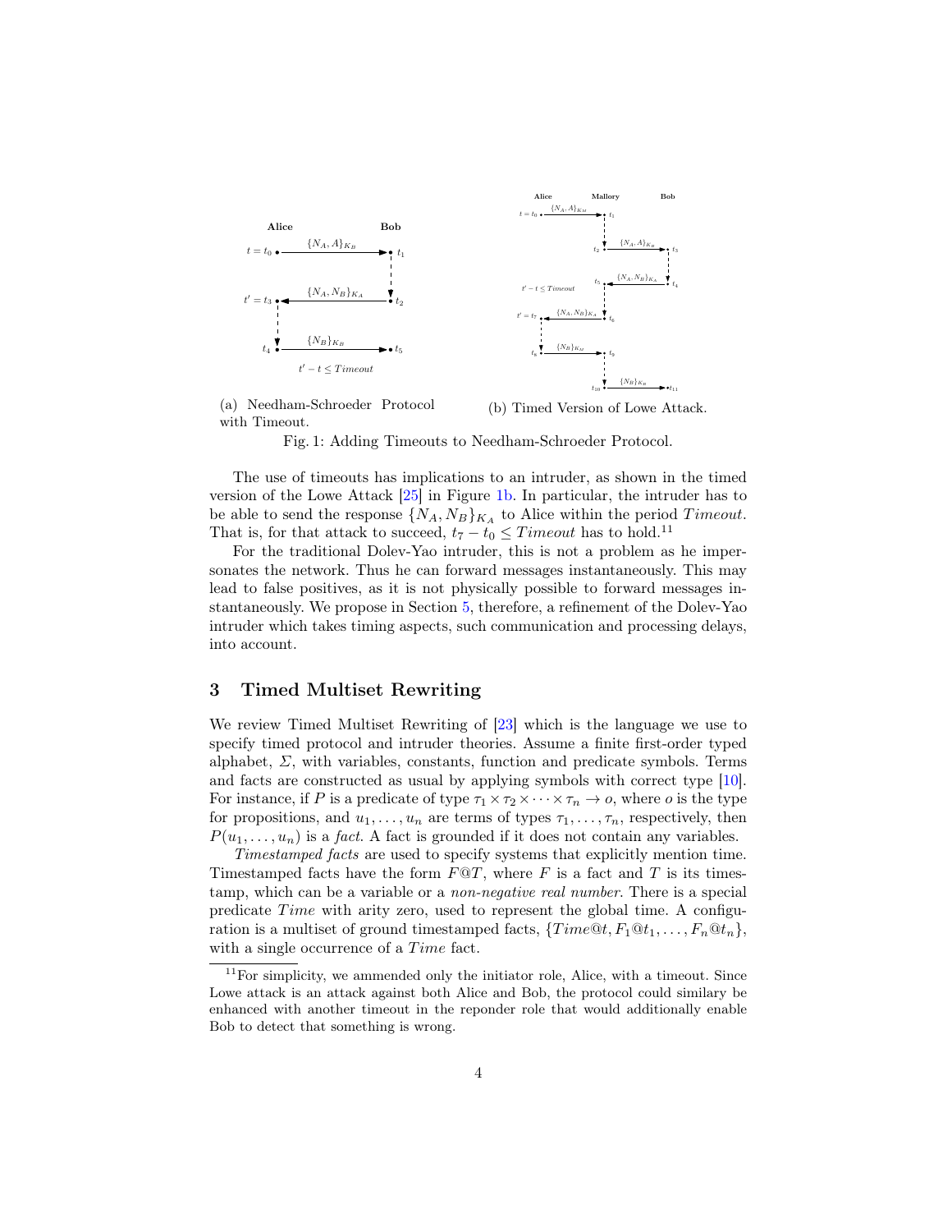(a) Needham-Schroeder Protocol with Timeout.

(b) Timed Version of Lowe Attack.

Fig. 1: Adding Timeouts to Needham-Schroeder Protocol.

The use of timeouts has implications to an intruder, as shown in the timed version of the Lowe Attack [25] in Figure 1b. In particular, the intruder has to be able to send the response $\{N_A, N_B\}_{K_A}$ to Alice within the period $Timeout$. That is, for that attack to succeed, $t_7 - t_0 \leq Timeout$ has to hold.[11]

For the traditional Dolev-Yao intruder, this is not a problem as he impersonates the network. Thus he can forward messages instantaneously. This may lead to false positives, as it is not physically possible to forward messages instantaneously. We propose in Section 5, therefore, a refinement of the Dolev-Yao intruder which takes timing aspects, such communication and processing delays, into account.

## 3 Timed Multiset Rewriting

We review Timed Multiset Rewriting of [23] which is the language we use to specify timed protocol and intruder theories. Assume a finite first-order typed alphabet, $\Sigma$, with variables, constants, function and predicate symbols. Terms and facts are constructed as usual by applying symbols with correct type [10]. For instance, if $P$ is a predicate of type $\tau_1 \times \tau_2 \times \cdots \times \tau_n \rightarrow o$, where $o$ is the type for propositions, and $u_1, \ldots, u_n$ are terms of types $\tau_1, \ldots, \tau_n$, respectively, then $P(u_1, \ldots, u_n)$ is a *fact*. A fact is grounded if it does not contain any variables.

*Timestamped facts* are used to specify systems that explicitly mention time. Timestamped facts have the form $F@T$, where $F$ is a fact and $T$ is its timestamp, which can be a variable or a *non-negative real number*. There is a special predicate $Time$ with arity zero, used to represent the global time. A configuration is a multiset of ground timestamped facts, $\{Time@t, F_1@t_1, \ldots, F_n@t_n\}$, with a single occurrence of a $Time$ fact.

[11] For simplicity, we ammended only the initiator role, Alice, with a timeout. Since Lowe attack is an attack against both Alice and Bob, the protocol could similary be enhanced with another timeout in the reponder role that would additionally enable Bob to detect that something is wrong.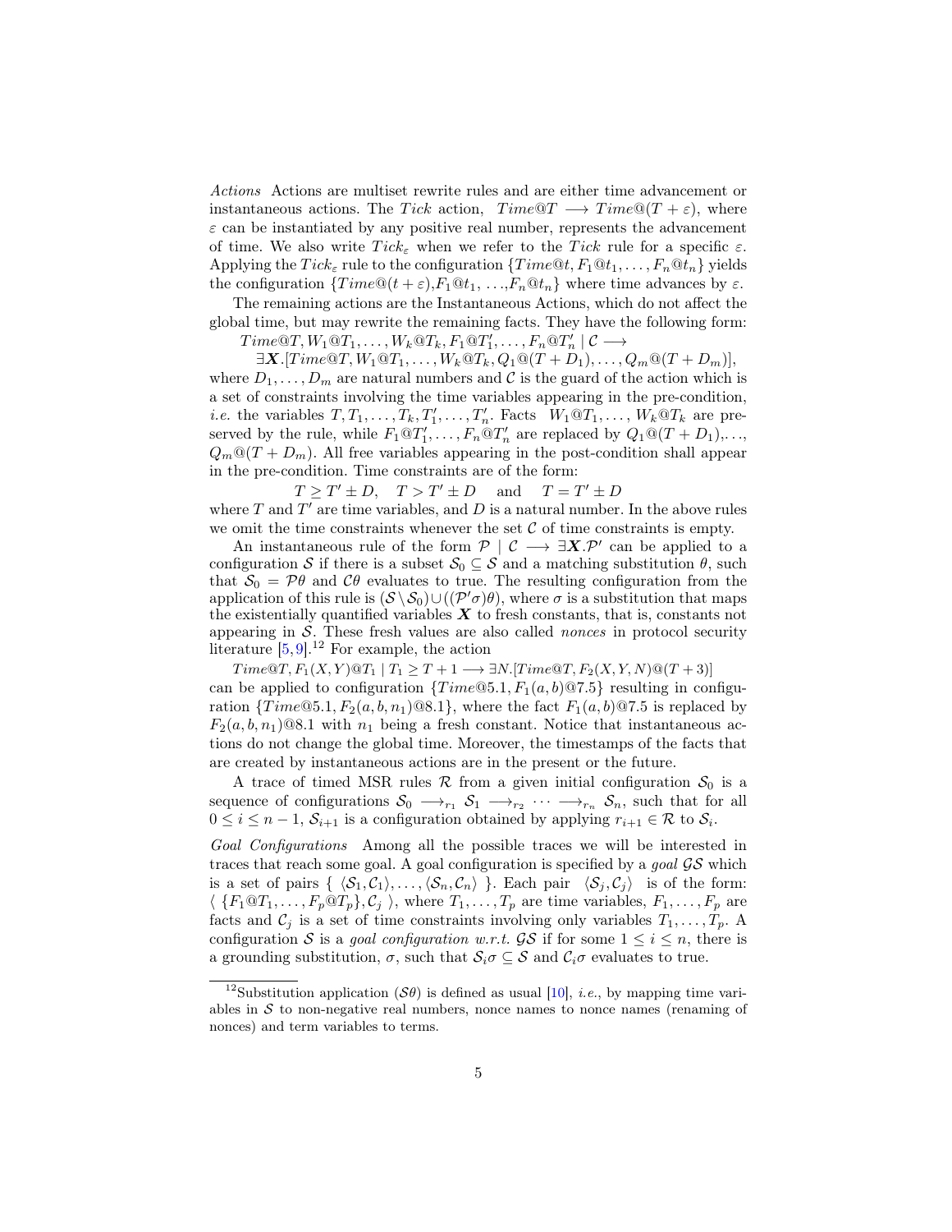*Actions* Actions are multiset rewrite rules and are either time advancement or instantaneous actions. The $Tick$ action, $Time@T \longrightarrow Time@(T + \varepsilon)$, where $\varepsilon$ can be instantiated by any positive real number, represents the advancement of time. We also write $Tick_\varepsilon$ when we refer to the $Tick$ rule for a specific $\varepsilon$. Applying the $Tick_\varepsilon$ rule to the configuration $\{Time@t, F_1@t_1, \ldots, F_n@t_n\}$ yields the configuration $\{Time@(t + \varepsilon), F_1@t_1, \ldots, F_n@t_n\}$ where time advances by $\varepsilon$.

The remaining actions are the Instantaneous Actions, which do not affect the global time, but may rewrite the remaining facts. They have the following form:

$$Time@T, W_1@T_1, \ldots, W_k@T_k, F_1@T_1', \ldots, F_n@T_n' \mid \mathcal{C} \longrightarrow$$
$$\exists \boldsymbol{X}.[Time@T, W_1@T_1, \ldots, W_k@T_k, Q_1@(T + D_1), \ldots, Q_m@(T + D_m)],$$

where $D_1, \ldots, D_m$ are natural numbers and $\mathcal{C}$ is the guard of the action which is a set of constraints involving the time variables appearing in the pre-condition, *i.e.* the variables $T, T_1, \ldots, T_k, T_1', \ldots, T_n'$. Facts $W_1@T_1, \ldots, W_k@T_k$ are preserved by the rule, while $F_1@T_1', \ldots, F_n@T_n'$ are replaced by $Q_1@(T + D_1), \ldots, Q_m@(T + D_m)$. All free variables appearing in the post-condition shall appear in the pre-condition. Time constraints are of the form:

$$T \geq T' \pm D, \quad T > T' \pm D \quad \text{and} \quad T = T' \pm D$$

where $T$ and $T'$ are time variables, and $D$ is a natural number. In the above rules we omit the time constraints whenever the set $\mathcal{C}$ of time constraints is empty.

An instantaneous rule of the form $\mathcal{P} \mid \mathcal{C} \longrightarrow \exists \boldsymbol{X}.\mathcal{P}'$ can be applied to a configuration $\mathcal{S}$ if there is a subset $\mathcal{S}_0 \subseteq \mathcal{S}$ and a matching substitution $\theta$, such that $\mathcal{S}_0 = \mathcal{P}\theta$ and $\mathcal{C}\theta$ evaluates to true. The resulting configuration from the application of this rule is $(\mathcal{S} \setminus \mathcal{S}_0) \cup ((\mathcal{P}'\sigma)\theta)$, where $\sigma$ is a substitution that maps the existentially quantified variables $\boldsymbol{X}$ to fresh constants, that is, constants not appearing in $\mathcal{S}$. These fresh values are also called *nonces* in protocol security literature [5, 9].[12] For example, the action

$$Time@T, F_1(X, Y)@T_1 \mid T_1 \geq T + 1 \longrightarrow \exists N.[Time@T, F_2(X, Y, N)@(T + 3)]$$

can be applied to configuration $\{Time@5.1, F_1(a, b)@7.5\}$ resulting in configuration $\{Time@5.1, F_2(a, b, n_1)@8.1\}$, where the fact $F_1(a, b)@7.5$ is replaced by $F_2(a, b, n_1)@8.1$ with $n_1$ being a fresh constant. Notice that instantaneous actions do not change the global time. Moreover, the timestamps of the facts that are created by instantaneous actions are in the present or the future.

A trace of timed MSR rules $\mathcal{R}$ from a given initial configuration $\mathcal{S}_0$ is a sequence of configurations $\mathcal{S}_0 \longrightarrow_{r_1} \mathcal{S}_1 \longrightarrow_{r_2} \cdots \longrightarrow_{r_n} \mathcal{S}_n$, such that for all $0 \leq i \leq n - 1$, $\mathcal{S}_{i+1}$ is a configuration obtained by applying $r_{i+1} \in \mathcal{R}$ to $\mathcal{S}_i$.

*Goal Configurations* Among all the possible traces we will be interested in traces that reach some goal. A goal configuration is specified by a *goal* $\mathcal{GS}$ which is a set of pairs $\{ \langle \mathcal{S}_1, \mathcal{C}_1 \rangle, \ldots, \langle \mathcal{S}_n, \mathcal{C}_n \rangle \}$. Each pair $\langle \mathcal{S}_j, \mathcal{C}_j \rangle$ is of the form: $\langle \{F_1@T_1, \ldots, F_p@T_p\}, \mathcal{C}_j \rangle$, where $T_1, \ldots, T_p$ are time variables, $F_1, \ldots, F_p$ are facts and $\mathcal{C}_j$ is a set of time constraints involving only variables $T_1, \ldots, T_p$. A configuration $\mathcal{S}$ is a *goal configuration w.r.t.* $\mathcal{GS}$ if for some $1 \leq i \leq n$, there is a grounding substitution, $\sigma$, such that $\mathcal{S}_i\sigma \subseteq \mathcal{S}$ and $\mathcal{C}_i\sigma$ evaluates to true.

[12] Substitution application $(\mathcal{S}\theta)$ is defined as usual [10], *i.e.*, by mapping time variables in $\mathcal{S}$ to non-negative real numbers, nonce names to nonce names (renaming of nonces) and term variables to terms.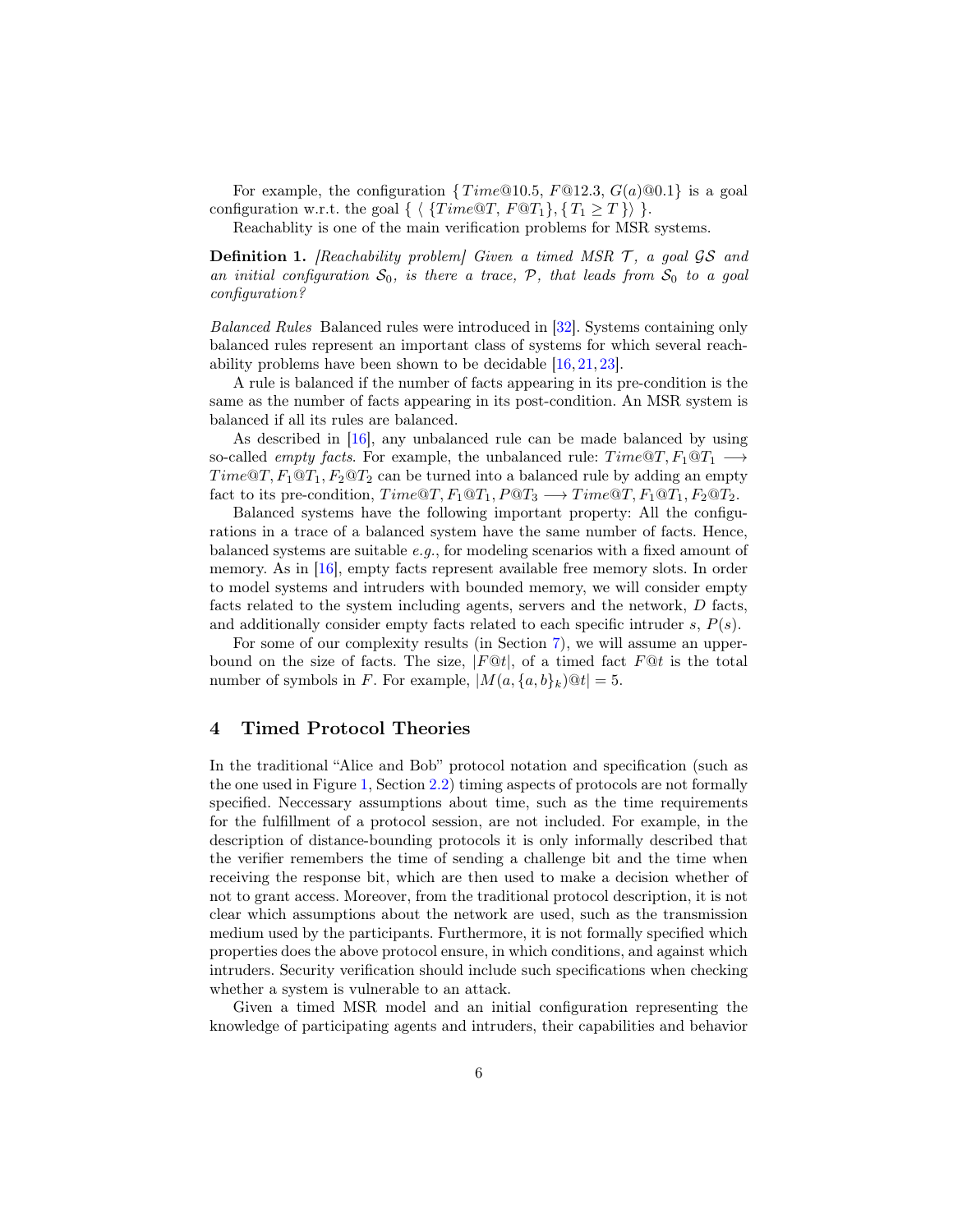For example, the configuration $\{Time@10.5,\ F@12.3,\ G(a)@0.1\}$ is a goal configuration w.r.t. the goal $\{\ \langle\ \{Time@T,\ F@T_1\}, \{\ T_1 \geq T\ \}\rangle\ \}$.

Reachablity is one of the main verification problems for MSR systems.

**Definition 1.** *[Reachability problem] Given a timed MSR $\mathcal{T}$, a goal $\mathcal{GS}$ and an initial configuration $\mathcal{S}_0$, is there a trace, $\mathcal{P}$, that leads from $\mathcal{S}_0$ to a goal configuration?*

*Balanced Rules* Balanced rules were introduced in [32]. Systems containing only balanced rules represent an important class of systems for which several reachability problems have been shown to be decidable [16, 21, 23].

A rule is balanced if the number of facts appearing in its pre-condition is the same as the number of facts appearing in its post-condition. An MSR system is balanced if all its rules are balanced.

As described in [16], any unbalanced rule can be made balanced by using so-called *empty facts*. For example, the unbalanced rule: $Time@T, F_1@T_1 \longrightarrow Time@T, F_1@T_1, F_2@T_2$ can be turned into a balanced rule by adding an empty fact to its pre-condition, $Time@T, F_1@T_1, P@T_3 \longrightarrow Time@T, F_1@T_1, F_2@T_2$.

Balanced systems have the following important property: All the configurations in a trace of a balanced system have the same number of facts. Hence, balanced systems are suitable *e.g.*, for modeling scenarios with a fixed amount of memory. As in [16], empty facts represent available free memory slots. In order to model systems and intruders with bounded memory, we will consider empty facts related to the system including agents, servers and the network, $D$ facts, and additionally consider empty facts related to each specific intruder $s$, $P(s)$.

For some of our complexity results (in Section 7), we will assume an upper-bound on the size of facts. The size, $|F@t|$, of a timed fact $F@t$ is the total number of symbols in $F$. For example, $|M(a, \{a, b\}_k)@t| = 5$.

## 4 Timed Protocol Theories

In the traditional "Alice and Bob" protocol notation and specification (such as the one used in Figure 1, Section 2.2) timing aspects of protocols are not formally specified. Neccessary assumptions about time, such as the time requirements for the fulfillment of a protocol session, are not included. For example, in the description of distance-bounding protocols it is only informally described that the verifier remembers the time of sending a challenge bit and the time when receiving the response bit, which are then used to make a decision whether of not to grant access. Moreover, from the traditional protocol description, it is not clear which assumptions about the network are used, such as the transmission medium used by the participants. Furthermore, it is not formally specified which properties does the above protocol ensure, in which conditions, and against which intruders. Security verification should include such specifications when checking whether a system is vulnerable to an attack.

Given a timed MSR model and an initial configuration representing the knowledge of participating agents and intruders, their capabilities and behavior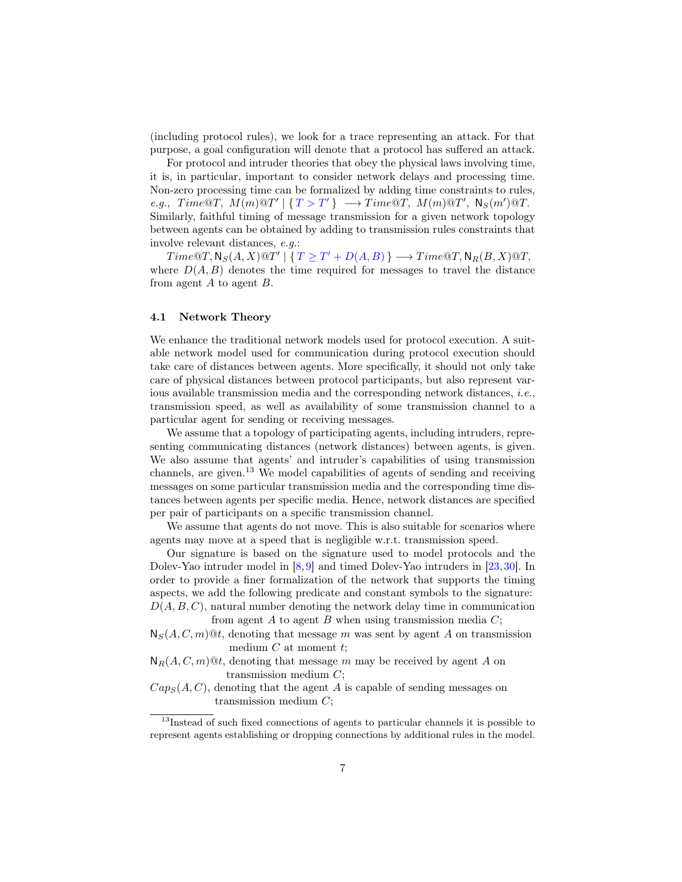(including protocol rules), we look for a trace representing an attack. For that purpose, a goal configuration will denote that a protocol has suffered an attack.

For protocol and intruder theories that obey the physical laws involving time, it is, in particular, important to consider network delays and processing time. Non-zero processing time can be formalized by adding time constraints to rules, *e.g.*, $Time@T,\ M(m)@T' \mid \{\, T > T' \,\} \longrightarrow Time@T,\ M(m)@T',\ \mathsf{N}_S(m')@T$. Similarly, faithful timing of message transmission for a given network topology between agents can be obtained by adding to transmission rules constraints that involve relevant distances, *e.g.*:

$Time@T, \mathsf{N}_S(A,X)@T' \mid \{\, T \geq T' + D(A,B) \,\} \longrightarrow Time@T, \mathsf{N}_R(B,X)@T$,
where $D(A,B)$ denotes the time required for messages to travel the distance from agent $A$ to agent $B$.

### 4.1 Network Theory

We enhance the traditional network models used for protocol execution. A suitable network model used for communication during protocol execution should take care of distances between agents. More specifically, it should not only take care of physical distances between protocol participants, but also represent various available transmission media and the corresponding network distances, *i.e.*, transmission speed, as well as availability of some transmission channel to a particular agent for sending or receiving messages.

We assume that a topology of participating agents, including intruders, representing communicating distances (network distances) between agents, is given. We also assume that agents' and intruder's capabilities of using transmission channels, are given.[13] We model capabilities of agents of sending and receiving messages on some particular transmission media and the corresponding time distances between agents per specific media. Hence, network distances are specified per pair of participants on a specific transmission channel.

We assume that agents do not move. This is also suitable for scenarios where agents may move at a speed that is negligible w.r.t. transmission speed.

Our signature is based on the signature used to model protocols and the Dolev-Yao intruder model in [8,9] and timed Dolev-Yao intruders in [23,30]. In order to provide a finer formalization of the network that supports the timing aspects, we add the following predicate and constant symbols to the signature:

$D(A,B,C)$, natural number denoting the network delay time in communication from agent $A$ to agent $B$ when using transmission media $C$;

$\mathsf{N}_S(A,C,m)@t$, denoting that message $m$ was sent by agent $A$ on transmission medium $C$ at moment $t$;

$\mathsf{N}_R(A,C,m)@t$, denoting that message $m$ may be received by agent $A$ on transmission medium $C$;

$Cap_S(A,C)$, denoting that the agent $A$ is capable of sending messages on transmission medium $C$;

[13] Instead of such fixed connections of agents to particular channels it is possible to represent agents establishing or dropping connections by additional rules in the model.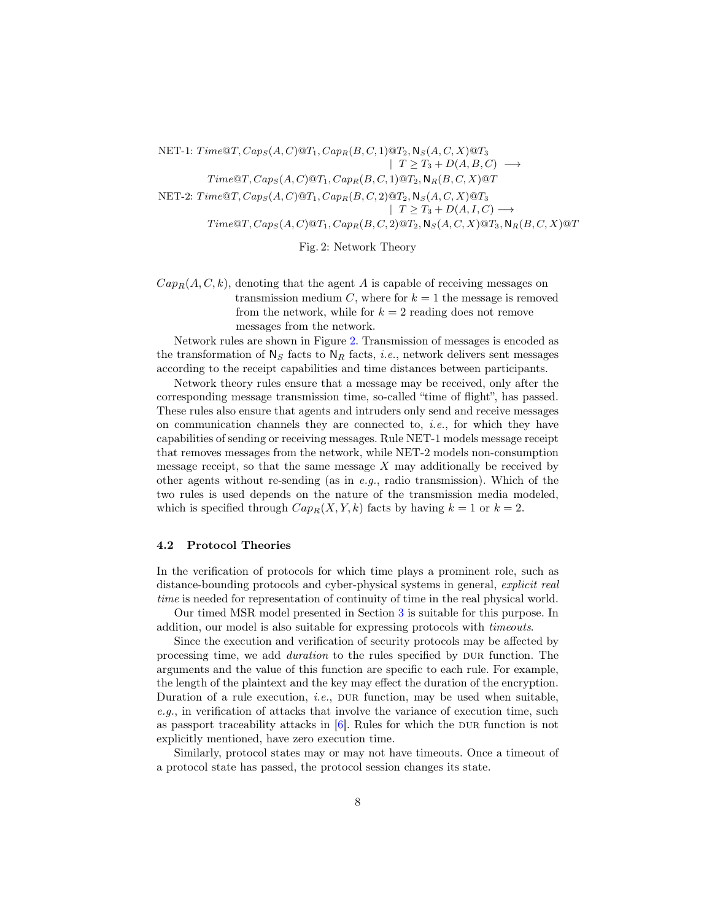$$
\begin{aligned}
\text{NET-1: } & Time@T, Cap_S(A,C)@T_1, Cap_R(B,C,1)@T_2, \mathsf{N}_S(A,C,X)@T_3 \\
& \qquad \mid \; T \geq T_3 + D(A,B,C) \;\longrightarrow \\
& Time@T, Cap_S(A,C)@T_1, Cap_R(B,C,1)@T_2, \mathsf{N}_R(B,C,X)@T \\
\text{NET-2: } & Time@T, Cap_S(A,C)@T_1, Cap_R(B,C,2)@T_2, \mathsf{N}_S(A,C,X)@T_3 \\
& \qquad \mid \; T \geq T_3 + D(A,I,C) \longrightarrow \\
& Time@T, Cap_S(A,C)@T_1, Cap_R(B,C,2)@T_2, \mathsf{N}_S(A,C,X)@T_3, \mathsf{N}_R(B,C,X)@T
\end{aligned}
$$

Fig. 2: Network Theory

$Cap_R(A, C, k)$, denoting that the agent $A$ is capable of receiving messages on transmission medium $C$, where for $k = 1$ the message is removed from the network, while for $k = 2$ reading does not remove messages from the network.

Network rules are shown in Figure 2. Transmission of messages is encoded as the transformation of $\mathsf{N}_S$ facts to $\mathsf{N}_R$ facts, *i.e.*, network delivers sent messages according to the receipt capabilities and time distances between participants.

Network theory rules ensure that a message may be received, only after the corresponding message transmission time, so-called "time of flight", has passed. These rules also ensure that agents and intruders only send and receive messages on communication channels they are connected to, *i.e.*, for which they have capabilities of sending or receiving messages. Rule NET-1 models message receipt that removes messages from the network, while NET-2 models non-consumption message receipt, so that the same message $X$ may additionally be received by other agents without re-sending (as in *e.g.*, radio transmission). Which of the two rules is used depends on the nature of the transmission media modeled, which is specified through $Cap_R(X, Y, k)$ facts by having $k = 1$ or $k = 2$.

### 4.2 Protocol Theories

In the verification of protocols for which time plays a prominent role, such as distance-bounding protocols and cyber-physical systems in general, *explicit real time* is needed for representation of continuity of time in the real physical world.

Our timed MSR model presented in Section 3 is suitable for this purpose. In addition, our model is also suitable for expressing protocols with *timeouts*.

Since the execution and verification of security protocols may be affected by processing time, we add *duration* to the rules specified by DUR function. The arguments and the value of this function are specific to each rule. For example, the length of the plaintext and the key may effect the duration of the encryption. Duration of a rule execution, *i.e.*, DUR function, may be used when suitable, *e.g.*, in verification of attacks that involve the variance of execution time, such as passport traceability attacks in [6]. Rules for which the DUR function is not explicitly mentioned, have zero execution time.

Similarly, protocol states may or may not have timeouts. Once a timeout of a protocol state has passed, the protocol session changes its state.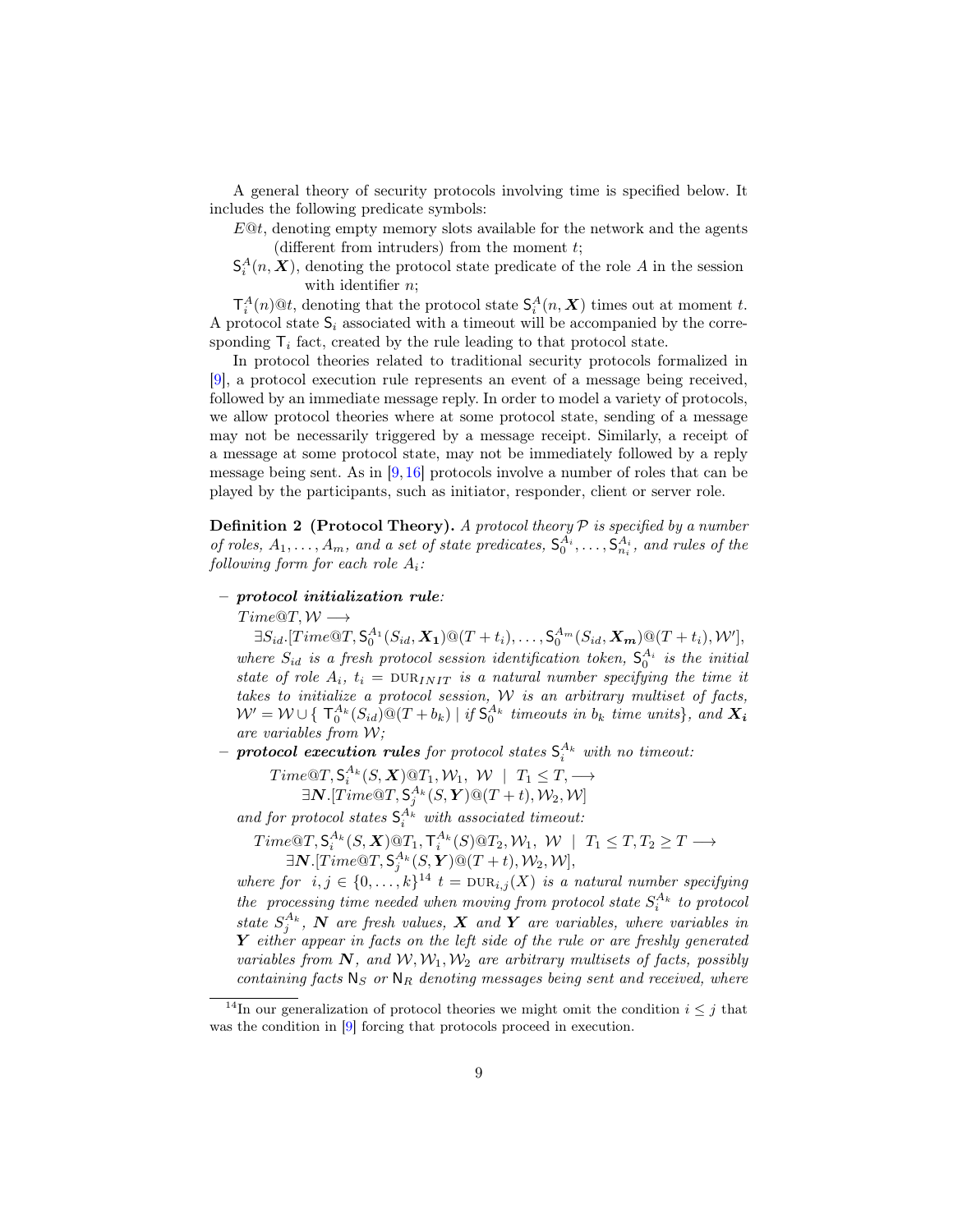A general theory of security protocols involving time is specified below. It includes the following predicate symbols:

$E@t$, denoting empty memory slots available for the network and the agents (different from intruders) from the moment $t$;

$\mathsf{S}_i^A(n, \boldsymbol{X})$, denoting the protocol state predicate of the role $A$ in the session with identifier $n$;

$\mathsf{T}_i^A(n)@t$, denoting that the protocol state $\mathsf{S}_i^A(n, \boldsymbol{X})$ times out at moment $t$. A protocol state $\mathsf{S}_i$ associated with a timeout will be accompanied by the corresponding $\mathsf{T}_i$ fact, created by the rule leading to that protocol state.

In protocol theories related to traditional security protocols formalized in [9], a protocol execution rule represents an event of a message being received, followed by an immediate message reply. In order to model a variety of protocols, we allow protocol theories where at some protocol state, sending of a message may not be necessarily triggered by a message receipt. Similarly, a receipt of a message at some protocol state, may not be immediately followed by a reply message being sent. As in [9,16] protocols involve a number of roles that can be played by the participants, such as initiator, responder, client or server role.

**Definition 2 (Protocol Theory).** *A protocol theory $\mathcal{P}$ is specified by a number of roles, $A_1, \ldots, A_m$, and a set of state predicates, $\mathsf{S}_0^{A_i}, \ldots, \mathsf{S}_{n_i}^{A_i}$, and rules of the following form for each role $A_i$:*

– ***protocol initialization rule****:*

$$Time@T, \mathcal{W} \longrightarrow$$
$$\exists S_{id}.[Time@T, \mathsf{S}_0^{A_1}(S_{id}, \boldsymbol{X_1})@(T+t_i), \ldots, \mathsf{S}_0^{A_m}(S_{id}, \boldsymbol{X_m})@(T+t_i), \mathcal{W}'],$$

*where $S_{id}$ is a fresh protocol session identification token, $\mathsf{S}_0^{A_i}$ is the initial state of role $A_i$, $t_i = \text{DUR}_{INIT}$ is a natural number specifying the time it takes to initialize a protocol session, $\mathcal{W}$ is an arbitrary multiset of facts, $\mathcal{W}' = \mathcal{W} \cup \{\, \mathsf{T}_0^{A_k}(S_{id})@(T+b_k) \mid \text{if } \mathsf{S}_0^{A_k} \text{ timeouts in } b_k \text{ time units}\}$, and $\boldsymbol{X_i}$ are variables from $\mathcal{W}$;*

– ***protocol execution rules*** *for protocol states $\mathsf{S}_i^{A_k}$ with no timeout:*

$$Time@T, \mathsf{S}_i^{A_k}(S, \boldsymbol{X})@T_1, \mathcal{W}_1,\ \mathcal{W} \ \mid\ T_1 \le T, \longrightarrow$$
$$\exists \boldsymbol{N}.[Time@T, \mathsf{S}_j^{A_k}(S, \boldsymbol{Y})@(T+t), \mathcal{W}_2, \mathcal{W}]$$

*and for protocol states $\mathsf{S}_i^{A_k}$ with associated timeout:*

$$Time@T, \mathsf{S}_i^{A_k}(S, \boldsymbol{X})@T_1, \mathsf{T}_i^{A_k}(S)@T_2, \mathcal{W}_1,\ \mathcal{W} \ \mid\ T_1 \le T, T_2 \ge T \longrightarrow$$
$$\exists \boldsymbol{N}.[Time@T, \mathsf{S}_j^{A_k}(S, \boldsymbol{Y})@(T+t), \mathcal{W}_2, \mathcal{W}],$$

*where for $i, j \in \{0, \ldots, k\}$[14] $t = \text{DUR}_{i,j}(X)$ is a natural number specifying the processing time needed when moving from protocol state $S_i^{A_k}$ to protocol state $S_j^{A_k}$, $\boldsymbol{N}$ are fresh values, $\boldsymbol{X}$ and $\boldsymbol{Y}$ are variables, where variables in $\boldsymbol{Y}$ either appear in facts on the left side of the rule or are freshly generated variables from $\boldsymbol{N}$, and $\mathcal{W}, \mathcal{W}_1, \mathcal{W}_2$ are arbitrary multisets of facts, possibly containing facts $\mathsf{N}_S$ or $\mathsf{N}_R$ denoting messages being sent and received, where*

[14] In our generalization of protocol theories we might omit the condition $i \le j$ that was the condition in [9] forcing that protocols proceed in execution.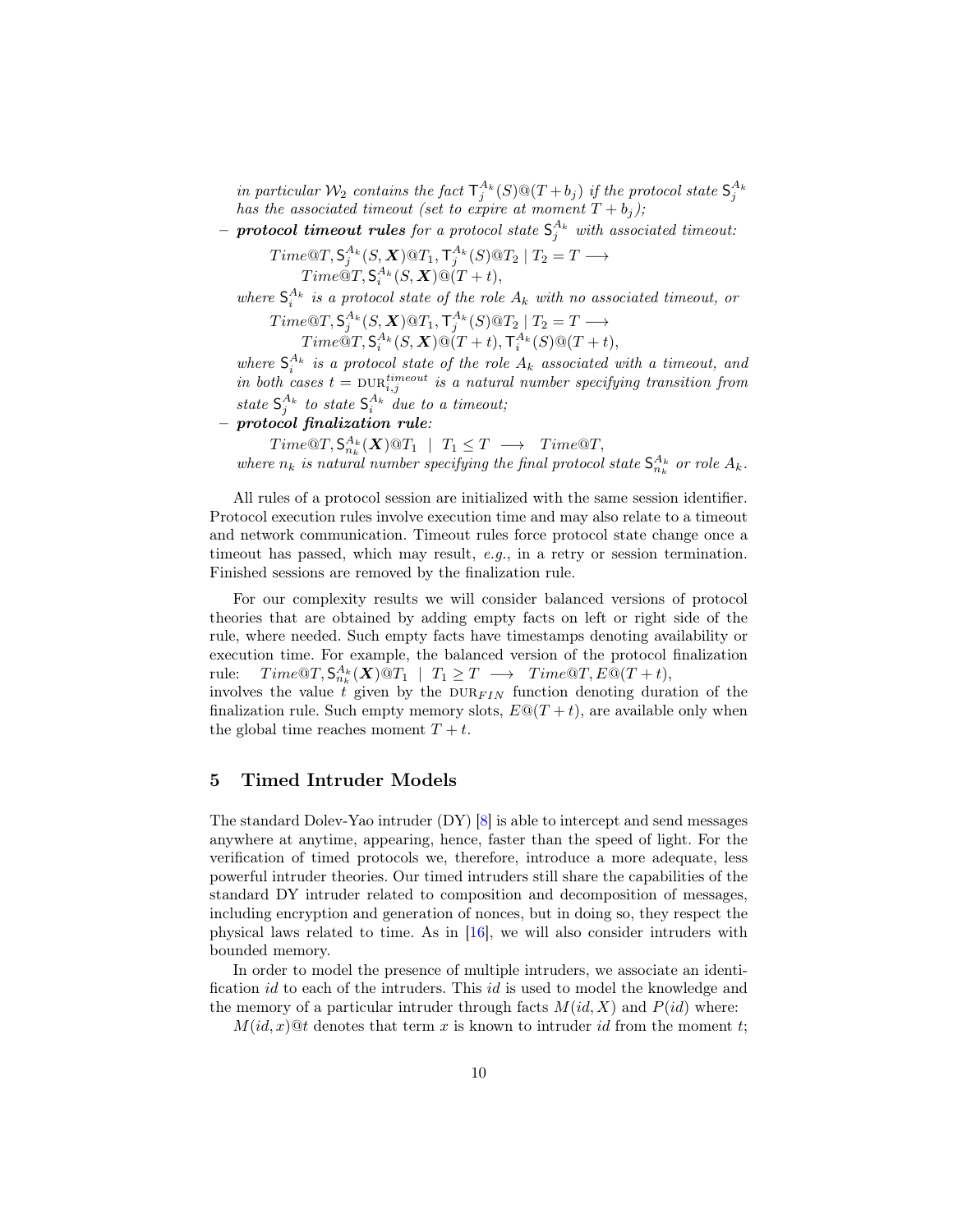*in particular $\mathcal{W}_2$ contains the fact $\mathsf{T}_j^{A_k}(S)@(T+b_j)$ if the protocol state $\mathsf{S}_j^{A_k}$ has the associated timeout (set to expire at moment $T+b_j$);*

– ***protocol timeout rules*** *for a protocol state $\mathsf{S}_j^{A_k}$ with associated timeout:*

$$Time@T, \mathsf{S}_j^{A_k}(S,\boldsymbol{X})@T_1, \mathsf{T}_j^{A_k}(S)@T_2 \mid T_2 = T \longrightarrow$$
$$Time@T, \mathsf{S}_i^{A_k}(S,\boldsymbol{X})@(T+t),$$

*where $\mathsf{S}_i^{A_k}$ is a protocol state of the role $A_k$ with no associated timeout, or*

$$Time@T, \mathsf{S}_j^{A_k}(S,\boldsymbol{X})@T_1, \mathsf{T}_j^{A_k}(S)@T_2 \mid T_2 = T \longrightarrow$$
$$Time@T, \mathsf{S}_i^{A_k}(S,\boldsymbol{X})@(T+t), \mathsf{T}_i^{A_k}(S)@(T+t),$$

*where $\mathsf{S}_i^{A_k}$ is a protocol state of the role $A_k$ associated with a timeout, and in both cases $t = \text{DUR}_{i,j}^{timeout}$ is a natural number specifying transition from state $\mathsf{S}_j^{A_k}$ to state $\mathsf{S}_i^{A_k}$ due to a timeout;*

– ***protocol finalization rule****:*

$$Time@T, \mathsf{S}_{n_k}^{A_k}(\boldsymbol{X})@T_1 \mid T_1 \le T \longrightarrow Time@T,$$

*where $n_k$ is natural number specifying the final protocol state $\mathsf{S}_{n_k}^{A_k}$ or role $A_k$.*

All rules of a protocol session are initialized with the same session identifier. Protocol execution rules involve execution time and may also relate to a timeout and network communication. Timeout rules force protocol state change once a timeout has passed, which may result, *e.g.*, in a retry or session termination. Finished sessions are removed by the finalization rule.

For our complexity results we will consider balanced versions of protocol theories that are obtained by adding empty facts on left or right side of the rule, where needed. Such empty facts have timestamps denoting availability or execution time. For example, the balanced version of the protocol finalization rule: $Time@T, \mathsf{S}_{n_k}^{A_k}(\boldsymbol{X})@T_1 \mid T_1 \ge T \longrightarrow Time@T, E@(T+t)$, involves the value $t$ given by the $\text{DUR}_{FIN}$ function denoting duration of the finalization rule. Such empty memory slots, $E@(T+t)$, are available only when the global time reaches moment $T+t$.

## 5 Timed Intruder Models

The standard Dolev-Yao intruder (DY) [8] is able to intercept and send messages anywhere at anytime, appearing, hence, faster than the speed of light. For the verification of timed protocols we, therefore, introduce a more adequate, less powerful intruder theories. Our timed intruders still share the capabilities of the standard DY intruder related to composition and decomposition of messages, including encryption and generation of nonces, but in doing so, they respect the physical laws related to time. As in [16], we will also consider intruders with bounded memory.

In order to model the presence of multiple intruders, we associate an identification $id$ to each of the intruders. This $id$ is used to model the knowledge and the memory of a particular intruder through facts $M(id, X)$ and $P(id)$ where:

$M(id, x)@t$ denotes that term $x$ is known to intruder $id$ from the moment $t$;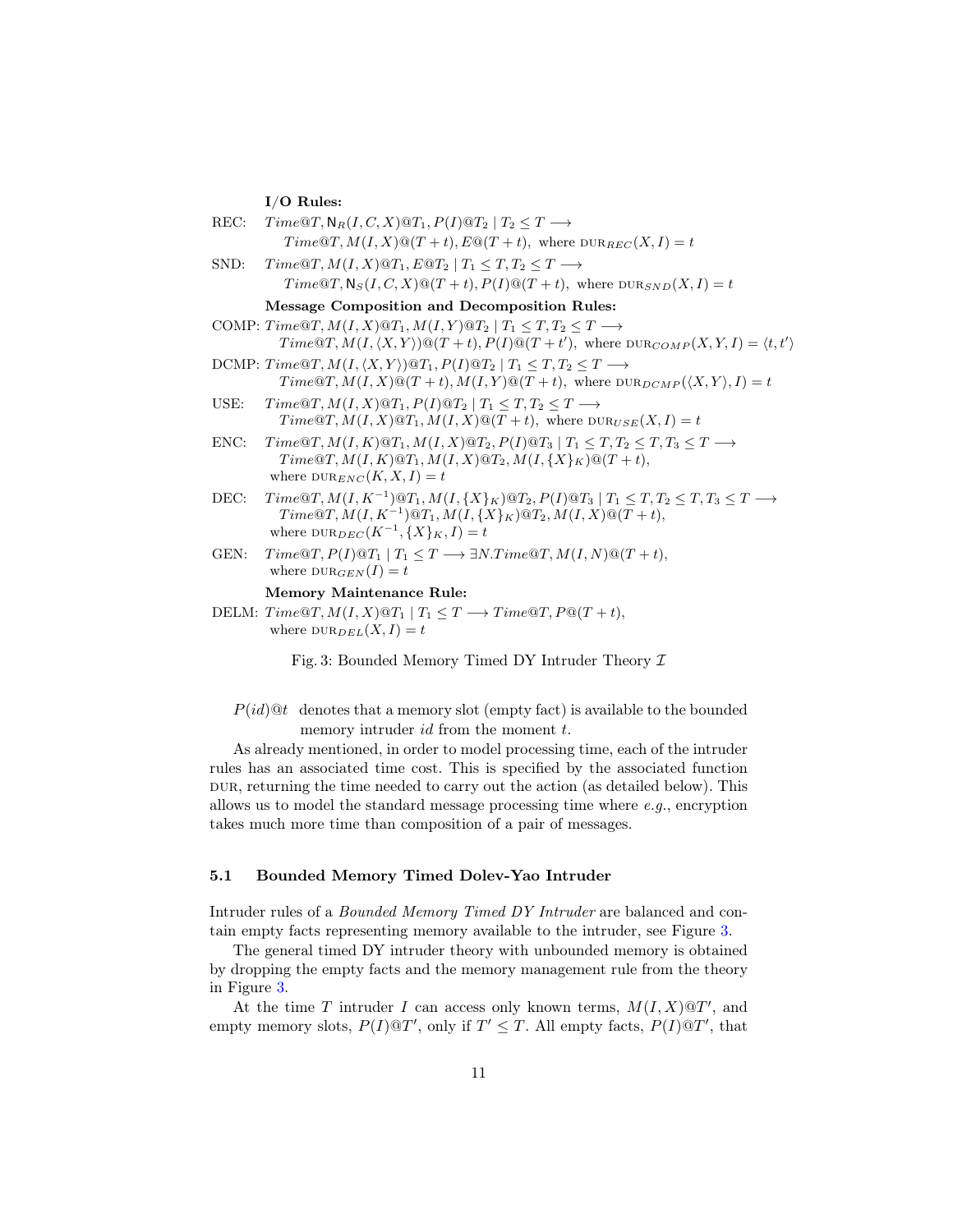**I/O Rules:**

REC: $Time@T, \mathsf{N}_R(I,C,X)@T_1, P(I)@T_2 \mid T_2 \le T \longrightarrow$
$\quad Time@T, M(I,X)@(T+t), E@(T+t)$, where $\text{DUR}_{REC}(X,I) = t$

SND: $Time@T, M(I,X)@T_1, E@T_2 \mid T_1 \le T, T_2 \le T \longrightarrow$
$\quad Time@T, \mathsf{N}_S(I,C,X)@(T+t), P(I)@(T+t)$, where $\text{DUR}_{SND}(X,I) = t$

**Message Composition and Decomposition Rules:**

COMP: $Time@T, M(I,X)@T_1, M(I,Y)@T_2 \mid T_1 \le T, T_2 \le T \longrightarrow$
$\quad Time@T, M(I,\langle X,Y\rangle)@(T+t), P(I)@(T+t')$, where $\text{DUR}_{COMP}(X,Y,I) = \langle t,t'\rangle$

DCMP: $Time@T, M(I,\langle X,Y\rangle)@T_1, P(I)@T_2 \mid T_1 \le T, T_2 \le T \longrightarrow$
$\quad Time@T, M(I,X)@(T+t), M(I,Y)@(T+t)$, where $\text{DUR}_{DCMP}(\langle X,Y\rangle, I) = t$

USE: $Time@T, M(I,X)@T_1, P(I)@T_2 \mid T_1 \le T, T_2 \le T \longrightarrow$
$\quad Time@T, M(I,X)@T_1, M(I,X)@(T+t)$, where $\text{DUR}_{USE}(X,I) = t$

ENC: $Time@T, M(I,K)@T_1, M(I,X)@T_2, P(I)@T_3 \mid T_1 \le T, T_2 \le T, T_3 \le T \longrightarrow$
$\quad Time@T, M(I,K)@T_1, M(I,X)@T_2, M(I,\{X\}_K)@(T+t)$,
$\quad$ where $\text{DUR}_{ENC}(K,X,I) = t$

DEC: $Time@T, M(I,K^{-1})@T_1, M(I,\{X\}_K)@T_2, P(I)@T_3 \mid T_1 \le T, T_2 \le T, T_3 \le T \longrightarrow$
$\quad Time@T, M(I,K^{-1})@T_1, M(I,\{X\}_K)@T_2, M(I,X)@(T+t)$,
$\quad$ where $\text{DUR}_{DEC}(K^{-1}, \{X\}_K, I) = t$

GEN: $Time@T, P(I)@T_1 \mid T_1 \le T \longrightarrow \exists N. Time@T, M(I,N)@(T+t)$,
$\quad$ where $\text{DUR}_{GEN}(I) = t$

**Memory Maintenance Rule:**

DELM: $Time@T, M(I,X)@T_1 \mid T_1 \le T \longrightarrow Time@T, P@(T+t)$,
$\quad$ where $\text{DUR}_{DEL}(X,I) = t$

Fig. 3: Bounded Memory Timed DY Intruder Theory $\mathcal{I}$

$P(id)@t$ denotes that a memory slot (empty fact) is available to the bounded memory intruder $id$ from the moment $t$.

As already mentioned, in order to model processing time, each of the intruder rules has an associated time cost. This is specified by the associated function DUR, returning the time needed to carry out the action (as detailed below). This allows us to model the standard message processing time where *e.g.*, encryption takes much more time than composition of a pair of messages.

### 5.1 Bounded Memory Timed Dolev-Yao Intruder

Intruder rules of a *Bounded Memory Timed DY Intruder* are balanced and contain empty facts representing memory available to the intruder, see Figure 3.

The general timed DY intruder theory with unbounded memory is obtained by dropping the empty facts and the memory management rule from the theory in Figure 3.

At the time $T$ intruder $I$ can access only known terms, $M(I,X)@T'$, and empty memory slots, $P(I)@T'$, only if $T' \le T$. All empty facts, $P(I)@T'$, that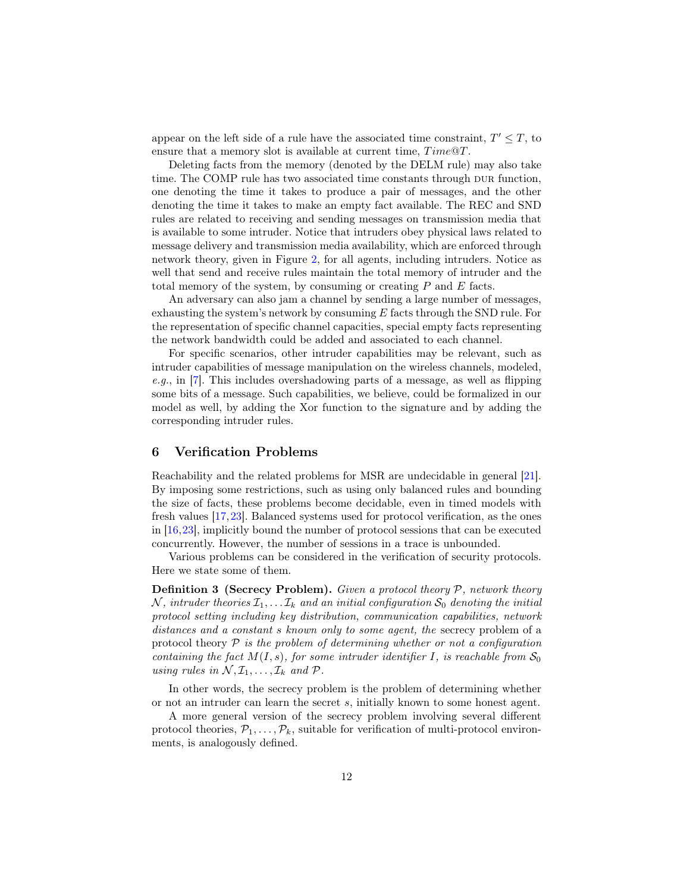appear on the left side of a rule have the associated time constraint, $T' \leq T$, to ensure that a memory slot is available at current time, $Time@T$.

Deleting facts from the memory (denoted by the DELM rule) may also take time. The COMP rule has two associated time constants through DUR function, one denoting the time it takes to produce a pair of messages, and the other denoting the time it takes to make an empty fact available. The REC and SND rules are related to receiving and sending messages on transmission media that is available to some intruder. Notice that intruders obey physical laws related to message delivery and transmission media availability, which are enforced through network theory, given in Figure 2, for all agents, including intruders. Notice as well that send and receive rules maintain the total memory of intruder and the total memory of the system, by consuming or creating $P$ and $E$ facts.

An adversary can also jam a channel by sending a large number of messages, exhausting the system's network by consuming $E$ facts through the SND rule. For the representation of specific channel capacities, special empty facts representing the network bandwidth could be added and associated to each channel.

For specific scenarios, other intruder capabilities may be relevant, such as intruder capabilities of message manipulation on the wireless channels, modeled, *e.g.*, in [7]. This includes overshadowing parts of a message, as well as flipping some bits of a message. Such capabilities, we believe, could be formalized in our model as well, by adding the Xor function to the signature and by adding the corresponding intruder rules.

## 6 Verification Problems

Reachability and the related problems for MSR are undecidable in general [21]. By imposing some restrictions, such as using only balanced rules and bounding the size of facts, these problems become decidable, even in timed models with fresh values [17,23]. Balanced systems used for protocol verification, as the ones in [16,23], implicitly bound the number of protocol sessions that can be executed concurrently. However, the number of sessions in a trace is unbounded.

Various problems can be considered in the verification of security protocols. Here we state some of them.

**Definition 3 (Secrecy Problem).** *Given a protocol theory $\mathcal{P}$, network theory $\mathcal{N}$, intruder theories $\mathcal{I}_1, \ldots \mathcal{I}_k$ and an initial configuration $\mathcal{S}_0$ denoting the initial protocol setting including key distribution, communication capabilities, network distances and a constant $s$ known only to some agent, the* secrecy problem of a protocol theory $\mathcal{P}$ *is the problem of determining whether or not a configuration containing the fact $M(I, s)$, for some intruder identifier $I$, is reachable from $\mathcal{S}_0$ using rules in $\mathcal{N}, \mathcal{I}_1, \ldots, \mathcal{I}_k$ and $\mathcal{P}$.*

In other words, the secrecy problem is the problem of determining whether or not an intruder can learn the secret $s$, initially known to some honest agent.

A more general version of the secrecy problem involving several different protocol theories, $\mathcal{P}_1, \ldots, \mathcal{P}_k$, suitable for verification of multi-protocol environments, is analogously defined.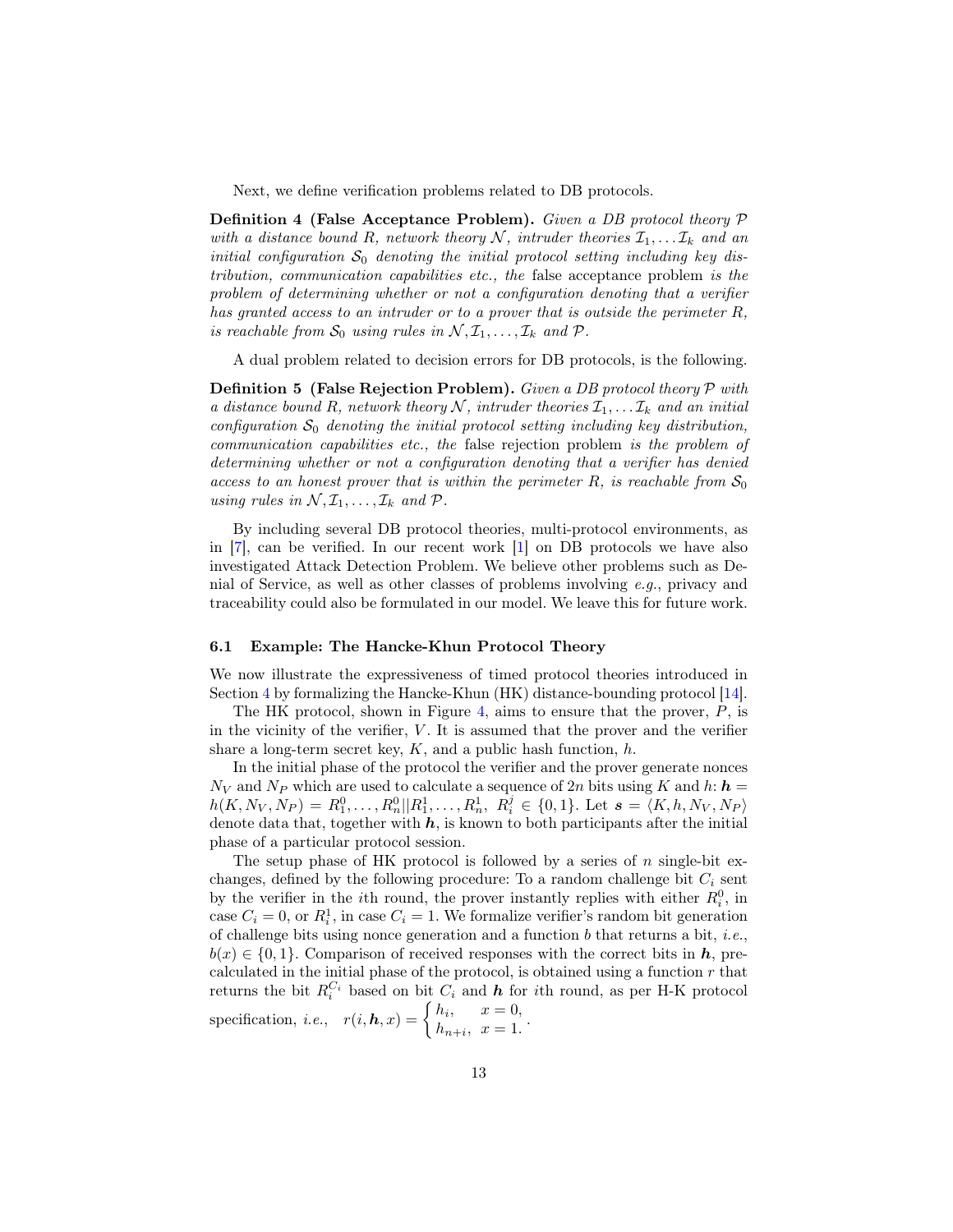Next, we define verification problems related to DB protocols.

**Definition 4 (False Acceptance Problem).** *Given a DB protocol theory $\mathcal{P}$ with a distance bound $R$, network theory $\mathcal{N}$, intruder theories $\mathcal{I}_1, \ldots \mathcal{I}_k$ and an initial configuration $\mathcal{S}_0$ denoting the initial protocol setting including key distribution, communication capabilities etc., the* false acceptance problem *is the problem of determining whether or not a configuration denoting that a verifier has granted access to an intruder or to a prover that is outside the perimeter $R$, is reachable from $\mathcal{S}_0$ using rules in $\mathcal{N}, \mathcal{I}_1, \ldots, \mathcal{I}_k$ and $\mathcal{P}$.*

A dual problem related to decision errors for DB protocols, is the following.

**Definition 5 (False Rejection Problem).** *Given a DB protocol theory $\mathcal{P}$ with a distance bound $R$, network theory $\mathcal{N}$, intruder theories $\mathcal{I}_1, \ldots \mathcal{I}_k$ and an initial configuration $\mathcal{S}_0$ denoting the initial protocol setting including key distribution, communication capabilities etc., the* false rejection problem *is the problem of determining whether or not a configuration denoting that a verifier has denied access to an honest prover that is within the perimeter $R$, is reachable from $\mathcal{S}_0$ using rules in $\mathcal{N}, \mathcal{I}_1, \ldots, \mathcal{I}_k$ and $\mathcal{P}$.*

By including several DB protocol theories, multi-protocol environments, as in [7], can be verified. In our recent work [1] on DB protocols we have also investigated Attack Detection Problem. We believe other problems such as Denial of Service, as well as other classes of problems involving *e.g.*, privacy and traceability could also be formulated in our model. We leave this for future work.

### 6.1 Example: The Hancke-Khun Protocol Theory

We now illustrate the expressiveness of timed protocol theories introduced in Section 4 by formalizing the Hancke-Khun (HK) distance-bounding protocol [14].

The HK protocol, shown in Figure 4, aims to ensure that the prover, $P$, is in the vicinity of the verifier, $V$. It is assumed that the prover and the verifier share a long-term secret key, $K$, and a public hash function, $h$.

In the initial phase of the protocol the verifier and the prover generate nonces $N_V$ and $N_P$ which are used to calculate a sequence of $2n$ bits using $K$ and $h$: $\boldsymbol{h} = h(K, N_V, N_P) = R_1^0, \ldots, R_n^0 || R_1^1, \ldots, R_n^1,\ R_i^j \in \{0, 1\}$. Let $\boldsymbol{s} = \langle K, h, N_V, N_P \rangle$ denote data that, together with $\boldsymbol{h}$, is known to both participants after the initial phase of a particular protocol session.

The setup phase of HK protocol is followed by a series of $n$ single-bit exchanges, defined by the following procedure: To a random challenge bit $C_i$ sent by the verifier in the $i$th round, the prover instantly replies with either $R_i^0$, in case $C_i = 0$, or $R_i^1$, in case $C_i = 1$. We formalize verifier's random bit generation of challenge bits using nonce generation and a function $b$ that returns a bit, *i.e.*, $b(x) \in \{0, 1\}$. Comparison of received responses with the correct bits in $\boldsymbol{h}$, pre-calculated in the initial phase of the protocol, is obtained using a function $r$ that returns the bit $R_i^{C_i}$ based on bit $C_i$ and $\boldsymbol{h}$ for $i$th round, as per H-K protocol specification, *i.e.*, $\quad r(i, \boldsymbol{h}, x) = \begin{cases} h_i, & x = 0, \\ h_{n+i}, & x = 1. \end{cases}$.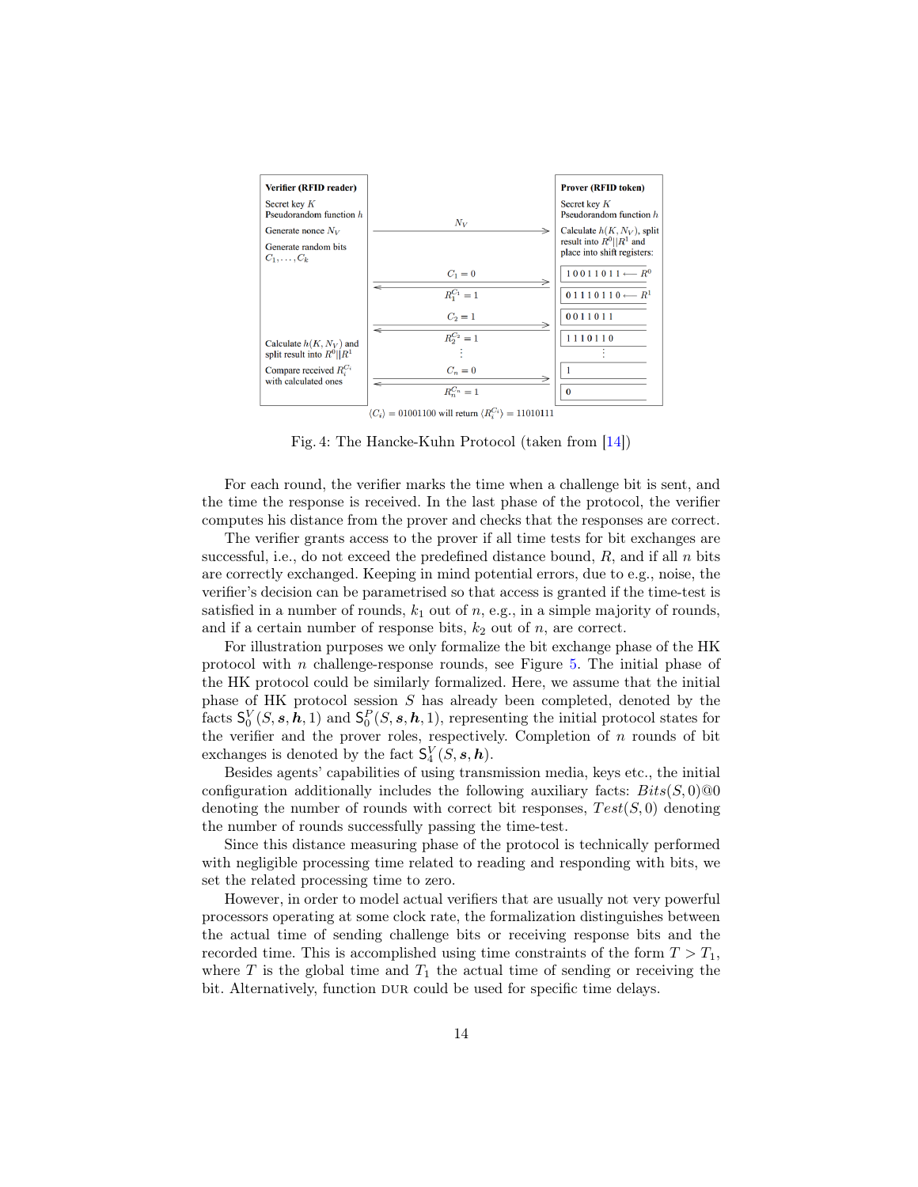Fig. 4: The Hancke-Kuhn Protocol (taken from [14])

For each round, the verifier marks the time when a challenge bit is sent, and the time the response is received. In the last phase of the protocol, the verifier computes his distance from the prover and checks that the responses are correct.

The verifier grants access to the prover if all time tests for bit exchanges are successful, i.e., do not exceed the predefined distance bound, $R$, and if all $n$ bits are correctly exchanged. Keeping in mind potential errors, due to e.g., noise, the verifier's decision can be parametrised so that access is granted if the time-test is satisfied in a number of rounds, $k_1$ out of $n$, e.g., in a simple majority of rounds, and if a certain number of response bits, $k_2$ out of $n$, are correct.

For illustration purposes we only formalize the bit exchange phase of the HK protocol with $n$ challenge-response rounds, see Figure 5. The initial phase of the HK protocol could be similarly formalized. Here, we assume that the initial phase of HK protocol session $S$ has already been completed, denoted by the facts $\mathsf{S}_0^V(S, \boldsymbol{s}, \boldsymbol{h}, 1)$ and $\mathsf{S}_0^P(S, \boldsymbol{s}, \boldsymbol{h}, 1)$, representing the initial protocol states for the verifier and the prover roles, respectively. Completion of $n$ rounds of bit exchanges is denoted by the fact $\mathsf{S}_4^V(S, \boldsymbol{s}, \boldsymbol{h})$.

Besides agents' capabilities of using transmission media, keys etc., the initial configuration additionally includes the following auxiliary facts: $Bits(S, 0)@0$ denoting the number of rounds with correct bit responses, $Test(S, 0)$ denoting the number of rounds successfully passing the time-test.

Since this distance measuring phase of the protocol is technically performed with negligible processing time related to reading and responding with bits, we set the related processing time to zero.

However, in order to model actual verifiers that are usually not very powerful processors operating at some clock rate, the formalization distinguishes between the actual time of sending challenge bits or receiving response bits and the recorded time. This is accomplished using time constraints of the form $T > T_1$, where $T$ is the global time and $T_1$ the actual time of sending or receiving the bit. Alternatively, function $\textsc{dur}$ could be used for specific time delays.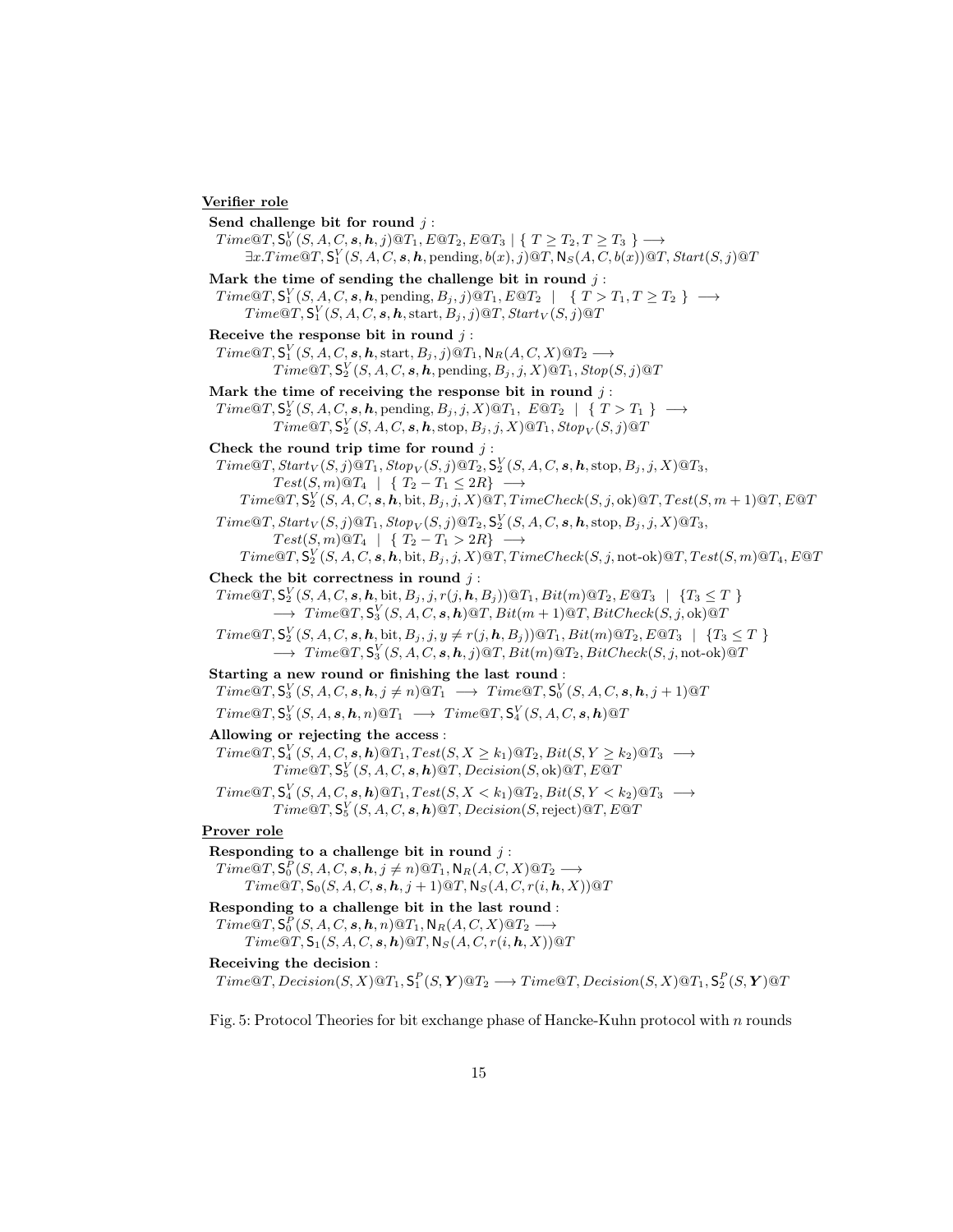**<u>Verifier role</u>**

**Send challenge bit for round $j$ :**

$$Time@T, \mathsf{S}_0^V(S, A, C, \boldsymbol{s}, \boldsymbol{h}, j)@T_1, E@T_2, E@T_3 \mid \{\ T \geq T_2, T \geq T_3\ \} \longrightarrow$$
$$\exists x. Time@T, \mathsf{S}_1^V(S, A, C, \boldsymbol{s}, \boldsymbol{h}, \text{pending}, b(x), j)@T, \mathsf{N}_S(A, C, b(x))@T, Start(S, j)@T$$

**Mark the time of sending the challenge bit in round $j$ :**

$$Time@T, \mathsf{S}_1^V(S, A, C, \boldsymbol{s}, \boldsymbol{h}, \text{pending}, B_j, j)@T_1, E@T_2 \mid \{\ T > T_1, T \geq T_2\ \} \longrightarrow$$
$$Time@T, \mathsf{S}_1^V(S, A, C, \boldsymbol{s}, \boldsymbol{h}, \text{start}, B_j, j)@T, Start_V(S, j)@T$$

**Receive the response bit in round $j$ :**

$$Time@T, \mathsf{S}_1^V(S, A, C, \boldsymbol{s}, \boldsymbol{h}, \text{start}, B_j, j)@T_1, \mathsf{N}_R(A, C, X)@T_2 \longrightarrow$$
$$Time@T, \mathsf{S}_2^V(S, A, C, \boldsymbol{s}, \boldsymbol{h}, \text{pending}, B_j, j, X)@T_1, Stop(S, j)@T$$

**Mark the time of receiving the response bit in round $j$ :**

$$Time@T, \mathsf{S}_2^V(S, A, C, \boldsymbol{s}, \boldsymbol{h}, \text{pending}, B_j, j, X)@T_1,\ E@T_2 \mid \{\ T > T_1\ \} \longrightarrow$$
$$Time@T, \mathsf{S}_2^V(S, A, C, \boldsymbol{s}, \boldsymbol{h}, \text{stop}, B_j, j, X)@T_1, Stop_V(S, j)@T$$

**Check the round trip time for round $j$ :**

$$Time@T, Start_V(S, j)@T_1, Stop_V(S, j)@T_2, \mathsf{S}_2^V(S, A, C, \boldsymbol{s}, \boldsymbol{h}, \text{stop}, B_j, j, X)@T_3,$$
$$Test(S, m)@T_4 \mid \{\ T_2 - T_1 \leq 2R\} \longrightarrow$$
$$Time@T, \mathsf{S}_2^V(S, A, C, \boldsymbol{s}, \boldsymbol{h}, \text{bit}, B_j, j, X)@T, TimeCheck(S, j, \text{ok})@T, Test(S, m+1)@T, E@T$$

$$Time@T, Start_V(S, j)@T_1, Stop_V(S, j)@T_2, \mathsf{S}_2^V(S, A, C, \boldsymbol{s}, \boldsymbol{h}, \text{stop}, B_j, j, X)@T_3,$$
$$Test(S, m)@T_4 \mid \{\ T_2 - T_1 > 2R\} \longrightarrow$$
$$Time@T, \mathsf{S}_2^V(S, A, C, \boldsymbol{s}, \boldsymbol{h}, \text{bit}, B_j, j, X)@T, TimeCheck(S, j, \text{not-ok})@T, Test(S, m)@T_4, E@T$$

**Check the bit correctness in round $j$ :**

$$Time@T, \mathsf{S}_2^V(S, A, C, \boldsymbol{s}, \boldsymbol{h}, \text{bit}, B_j, j, r(j, \boldsymbol{h}, B_j))@T_1, Bit(m)@T_2, E@T_3 \mid \{T_3 \leq T\ \}$$
$$\longrightarrow\ Time@T, \mathsf{S}_3^V(S, A, C, \boldsymbol{s}, \boldsymbol{h})@T, Bit(m+1)@T, BitCheck(S, j, \text{ok})@T$$

$$Time@T, \mathsf{S}_2^V(S, A, C, \boldsymbol{s}, \boldsymbol{h}, \text{bit}, B_j, j, y \neq r(j, \boldsymbol{h}, B_j))@T_1, Bit(m)@T_2, E@T_3 \mid \{T_3 \leq T\ \}$$
$$\longrightarrow\ Time@T, \mathsf{S}_3^V(S, A, C, \boldsymbol{s}, \boldsymbol{h}, j)@T, Bit(m)@T_2, BitCheck(S, j, \text{not-ok})@T$$

**Starting a new round or finishing the last round :**

$$Time@T, \mathsf{S}_3^V(S, A, C, \boldsymbol{s}, \boldsymbol{h}, j \neq n)@T_1 \ \longrightarrow\ Time@T, \mathsf{S}_0^V(S, A, C, \boldsymbol{s}, \boldsymbol{h}, j+1)@T$$

$$Time@T, \mathsf{S}_3^V(S, A, \boldsymbol{s}, \boldsymbol{h}, n)@T_1 \ \longrightarrow\ Time@T, \mathsf{S}_4^V(S, A, C, \boldsymbol{s}, \boldsymbol{h})@T$$

**Allowing or rejecting the access :**

$$Time@T, \mathsf{S}_4^V(S, A, C, \boldsymbol{s}, \boldsymbol{h})@T_1, Test(S, X \geq k_1)@T_2, Bit(S, Y \geq k_2)@T_3 \longrightarrow$$
$$Time@T, \mathsf{S}_5^V(S, A, C, \boldsymbol{s}, \boldsymbol{h})@T, Decision(S, \text{ok})@T, E@T$$

$$Time@T, \mathsf{S}_4^V(S, A, C, \boldsymbol{s}, \boldsymbol{h})@T_1, Test(S, X < k_1)@T_2, Bit(S, Y < k_2)@T_3 \longrightarrow$$
$$Time@T, \mathsf{S}_5^V(S, A, C, \boldsymbol{s}, \boldsymbol{h})@T, Decision(S, \text{reject})@T, E@T$$

**<u>Prover role</u>**

**Responding to a challenge bit in round $j$ :**

$$Time@T, \mathsf{S}_0^P(S, A, C, \boldsymbol{s}, \boldsymbol{h}, j \neq n)@T_1, \mathsf{N}_R(A, C, X)@T_2 \longrightarrow$$
$$Time@T, \mathsf{S}_0(S, A, C, \boldsymbol{s}, \boldsymbol{h}, j+1)@T, \mathsf{N}_S(A, C, r(i, \boldsymbol{h}, X))@T$$

**Responding to a challenge bit in the last round :**

$$Time@T, \mathsf{S}_0^P(S, A, C, \boldsymbol{s}, \boldsymbol{h}, n)@T_1, \mathsf{N}_R(A, C, X)@T_2 \longrightarrow$$
$$Time@T, \mathsf{S}_1(S, A, C, \boldsymbol{s}, \boldsymbol{h})@T, \mathsf{N}_S(A, C, r(i, \boldsymbol{h}, X))@T$$

**Receiving the decision :**

$$Time@T, Decision(S, X)@T_1, \mathsf{S}_1^P(S, \boldsymbol{Y})@T_2 \longrightarrow Time@T, Decision(S, X)@T_1, \mathsf{S}_2^P(S, \boldsymbol{Y})@T$$

Fig. 5: Protocol Theories for bit exchange phase of Hancke-Kuhn protocol with $n$ rounds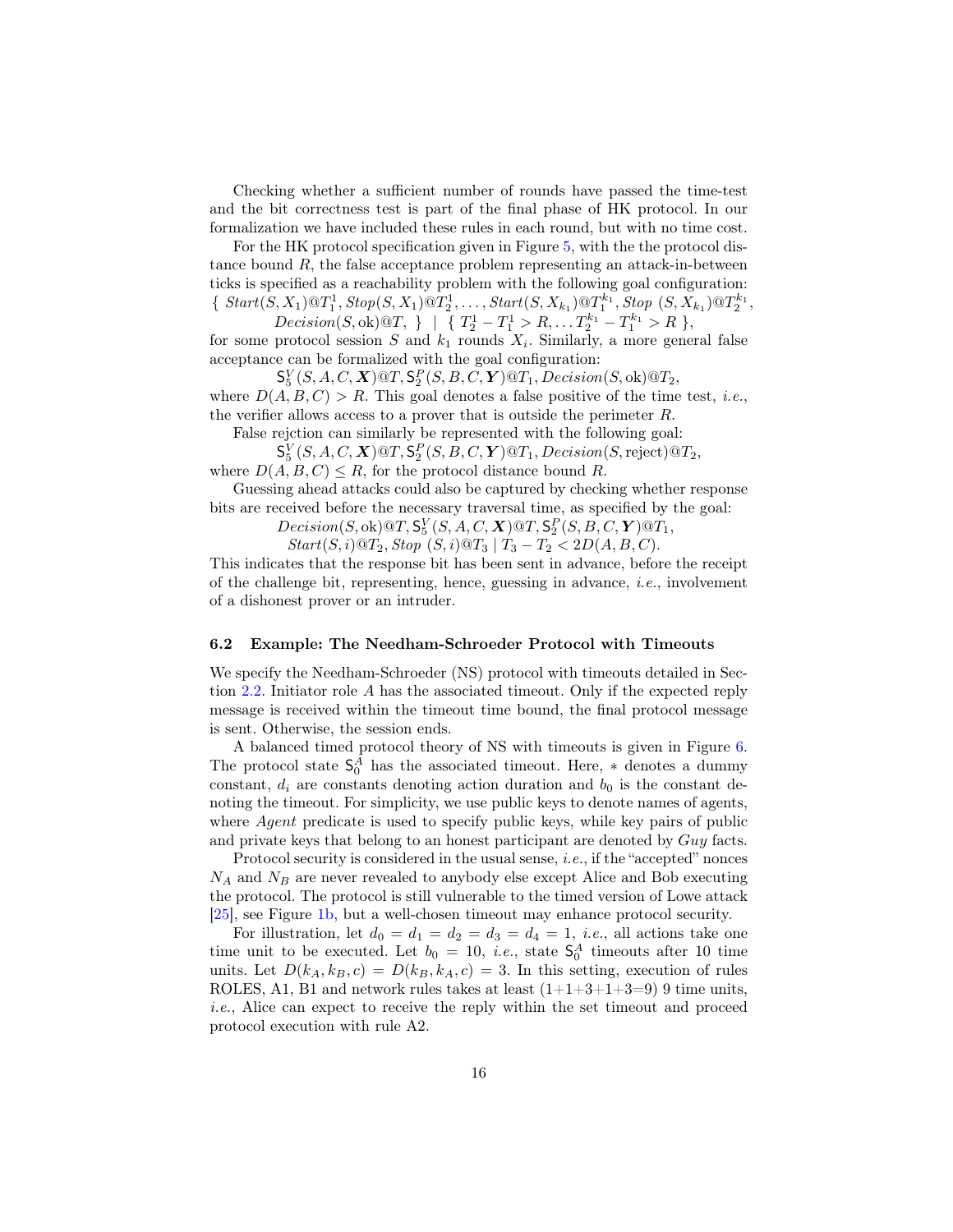Checking whether a sufficient number of rounds have passed the time-test and the bit correctness test is part of the final phase of HK protocol. In our formalization we have included these rules in each round, but with no time cost.

For the HK protocol specification given in Figure 5, with the the protocol distance bound $R$, the false acceptance problem representing an attack-in-between ticks is specified as a reachability problem with the following goal configuration:

$$\{ \ Start(S, X_1)@T_1^1, Stop(S, X_1)@T_2^1, \dots, Start(S, X_{k_1})@T_1^{k_1}, Stop\ (S, X_{k_1})@T_2^{k_1}, \\ Decision(S, \text{ok})@T, \ \} \ \mid \ \{ \ T_2^1 - T_1^1 > R, \dots T_2^{k_1} - T_1^{k_1} > R \ \},$$

for some protocol session $S$ and $k_1$ rounds $X_i$. Similarly, a more general false acceptance can be formalized with the goal configuration:

$$\mathsf{S}_5^V(S, A, C, \boldsymbol{X})@T, \mathsf{S}_2^P(S, B, C, \boldsymbol{Y})@T_1, Decision(S, \text{ok})@T_2,$$

where $D(A, B, C) > R$. This goal denotes a false positive of the time test, *i.e.*, the verifier allows access to a prover that is outside the perimeter $R$.

False rejction can similarly be represented with the following goal:

$$\mathsf{S}_5^V(S, A, C, \boldsymbol{X})@T, \mathsf{S}_2^P(S, B, C, \boldsymbol{Y})@T_1, Decision(S, \text{reject})@T_2,$$

where $D(A, B, C) \leq R$, for the protocol distance bound $R$.

Guessing ahead attacks could also be captured by checking whether response bits are received before the necessary traversal time, as specified by the goal:

$$Decision(S, \text{ok})@T, \mathsf{S}_5^V(S, A, C, \boldsymbol{X})@T, \mathsf{S}_2^P(S, B, C, \boldsymbol{Y})@T_1, \\ Start(S, i)@T_2, Stop\ (S, i)@T_3 \mid T_3 - T_2 < 2D(A, B, C).$$

This indicates that the response bit has been sent in advance, before the receipt of the challenge bit, representing, hence, guessing in advance, *i.e.*, involvement of a dishonest prover or an intruder.

### 6.2 Example: The Needham-Schroeder Protocol with Timeouts

We specify the Needham-Schroeder (NS) protocol with timeouts detailed in Section 2.2. Initiator role $A$ has the associated timeout. Only if the expected reply message is received within the timeout time bound, the final protocol message is sent. Otherwise, the session ends.

A balanced timed protocol theory of NS with timeouts is given in Figure 6. The protocol state $\mathsf{S}_0^A$ has the associated timeout. Here, $*$ denotes a dummy constant, $d_i$ are constants denoting action duration and $b_0$ is the constant denoting the timeout. For simplicity, we use public keys to denote names of agents, where *Agent* predicate is used to specify public keys, while key pairs of public and private keys that belong to an honest participant are denoted by *Guy* facts.

Protocol security is considered in the usual sense, *i.e.*, if the "accepted" nonces $N_A$ and $N_B$ are never revealed to anybody else except Alice and Bob executing the protocol. The protocol is still vulnerable to the timed version of Lowe attack [25], see Figure 1b, but a well-chosen timeout may enhance protocol security.

For illustration, let $d_0 = d_1 = d_2 = d_3 = d_4 = 1$, *i.e.*, all actions take one time unit to be executed. Let $b_0 = 10$, *i.e.*, state $\mathsf{S}_0^A$ timeouts after 10 time units. Let $D(k_A, k_B, c) = D(k_B, k_A, c) = 3$. In this setting, execution of rules ROLES, A1, B1 and network rules takes at least (1+1+3+1+3=9) 9 time units, *i.e.*, Alice can expect to receive the reply within the set timeout and proceed protocol execution with rule A2.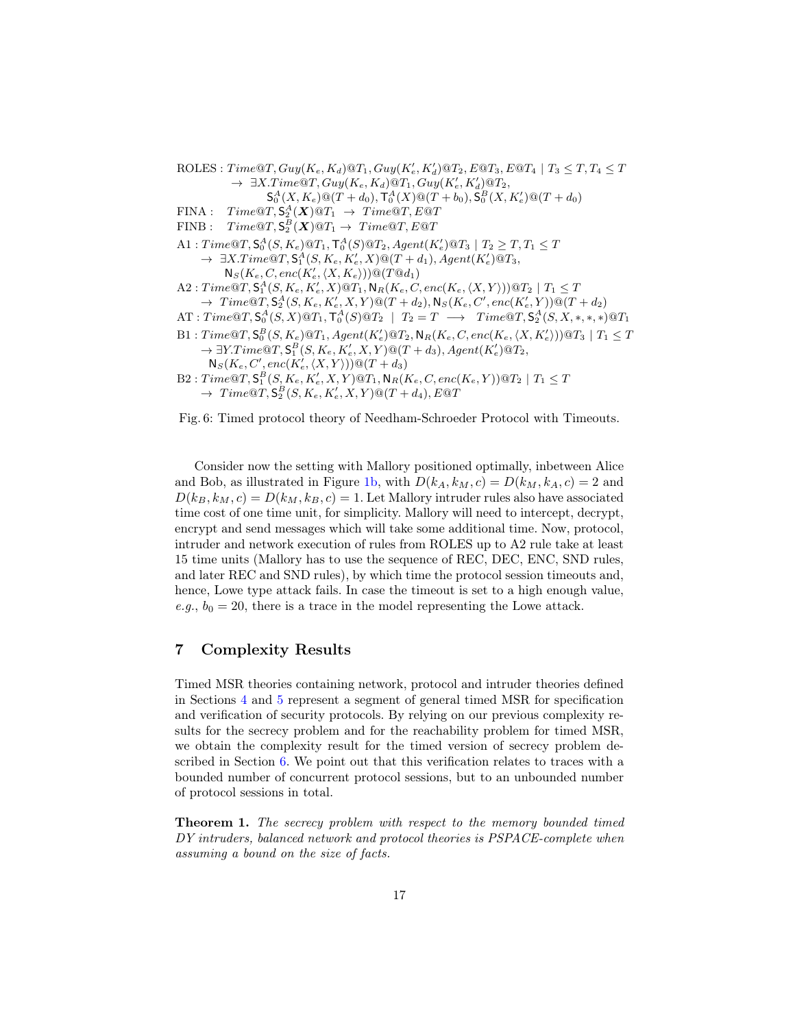$$
\begin{aligned}
&\text{ROLES}: Time@T, Guy(K_e, K_d)@T_1, Guy(K'_e, K'_d)@T_2, E@T_3, E@T_4 \mid T_3 \leq T, T_4 \leq T \\
&\quad \rightarrow \exists X. Time@T, Guy(K_e, K_d)@T_1, Guy(K'_e, K'_d)@T_2, \\
&\qquad \mathsf{S}_0^A(X, K_e)@(T + d_0), \mathsf{T}_0^A(X)@(T + b_0), \mathsf{S}_0^B(X, K'_e)@(T + d_0) \\
&\text{FINA}: \quad Time@T, \mathsf{S}_2^A(\boldsymbol{X})@T_1 \rightarrow Time@T, E@T \\
&\text{FINB}: \quad Time@T, \mathsf{S}_2^B(\boldsymbol{X})@T_1 \rightarrow Time@T, E@T \\
&\text{A1}: Time@T, \mathsf{S}_0^A(S, K_e)@T_1, \mathsf{T}_0^A(S)@T_2, Agent(K'_e)@T_3 \mid T_2 \geq T, T_1 \leq T \\
&\quad \rightarrow \exists X. Time@T, \mathsf{S}_1^A(S, K_e, K'_e, X)@(T + d_1), Agent(K'_e)@T_3, \\
&\qquad \mathsf{N}_S(K_e, C, enc(K'_e, \langle X, K_e \rangle))@(T@d_1) \\
&\text{A2}: Time@T, \mathsf{S}_1^A(S, K_e, K'_e, X)@T_1, \mathsf{N}_R(K_e, C, enc(K_e, \langle X, Y \rangle))@T_2 \mid T_1 \leq T \\
&\quad \rightarrow Time@T, \mathsf{S}_2^A(S, K_e, K'_e, X, Y)@(T + d_2), \mathsf{N}_S(K_e, C', enc(K'_e, Y))@(T + d_2) \\
&\text{AT}: Time@T, \mathsf{S}_0^A(S, X)@T_1, \mathsf{T}_0^A(S)@T_2 \mid T_2 = T \longrightarrow Time@T, \mathsf{S}_2^A(S, X, *, *, *)@T_1 \\
&\text{B1}: Time@T, \mathsf{S}_0^B(S, K_e)@T_1, Agent(K'_e)@T_2, \mathsf{N}_R(K_e, C, enc(K_e, \langle X, K'_e \rangle))@T_3 \mid T_1 \leq T \\
&\quad \rightarrow \exists Y. Time@T, \mathsf{S}_1^B(S, K_e, K'_e, X, Y)@(T + d_3), Agent(K'_e)@T_2, \\
&\qquad \mathsf{N}_S(K_e, C', enc(K'_e, \langle X, Y \rangle))@(T + d_3) \\
&\text{B2}: Time@T, \mathsf{S}_1^B(S, K_e, K'_e, X, Y)@T_1, \mathsf{N}_R(K_e, C, enc(K_e, Y))@T_2 \mid T_1 \leq T \\
&\quad \rightarrow Time@T, \mathsf{S}_2^B(S, K_e, K'_e, X, Y)@(T + d_4), E@T
\end{aligned}
$$

Fig. 6: Timed protocol theory of Needham-Schroeder Protocol with Timeouts.

Consider now the setting with Mallory positioned optimally, inbetween Alice and Bob, as illustrated in Figure 1b, with $D(k_A, k_M, c) = D(k_M, k_A, c) = 2$ and $D(k_B, k_M, c) = D(k_M, k_B, c) = 1$. Let Mallory intruder rules also have associated time cost of one time unit, for simplicity. Mallory will need to intercept, decrypt, encrypt and send messages which will take some additional time. Now, protocol, intruder and network execution of rules from ROLES up to A2 rule take at least 15 time units (Mallory has to use the sequence of REC, DEC, ENC, SND rules, and later REC and SND rules), by which time the protocol session timeouts and, hence, Lowe type attack fails. In case the timeout is set to a high enough value, *e.g.*, $b_0 = 20$, there is a trace in the model representing the Lowe attack.

## 7 Complexity Results

Timed MSR theories containing network, protocol and intruder theories defined in Sections 4 and 5 represent a segment of general timed MSR for specification and verification of security protocols. By relying on our previous complexity results for the secrecy problem and for the reachability problem for timed MSR, we obtain the complexity result for the timed version of secrecy problem described in Section 6. We point out that this verification relates to traces with a bounded number of concurrent protocol sessions, but to an unbounded number of protocol sessions in total.

**Theorem 1.** *The secrecy problem with respect to the memory bounded timed DY intruders, balanced network and protocol theories is PSPACE-complete when assuming a bound on the size of facts.*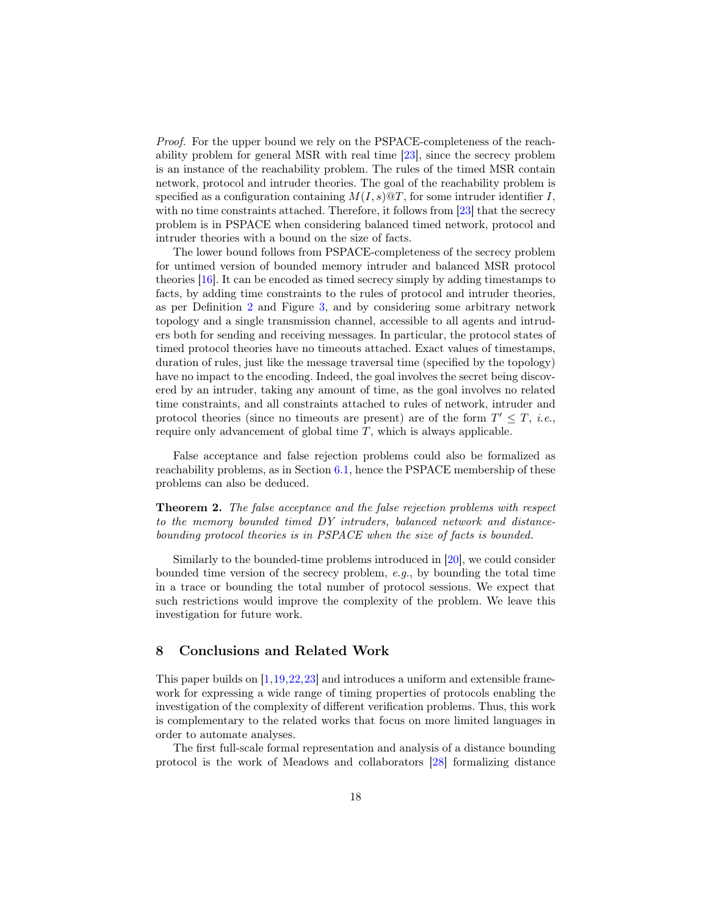*Proof.* For the upper bound we rely on the PSPACE-completeness of the reachability problem for general MSR with real time [23], since the secrecy problem is an instance of the reachability problem. The rules of the timed MSR contain network, protocol and intruder theories. The goal of the reachability problem is specified as a configuration containing $M(I, s)@T$, for some intruder identifier $I$, with no time constraints attached. Therefore, it follows from [23] that the secrecy problem is in PSPACE when considering balanced timed network, protocol and intruder theories with a bound on the size of facts.

The lower bound follows from PSPACE-completeness of the secrecy problem for untimed version of bounded memory intruder and balanced MSR protocol theories [16]. It can be encoded as timed secrecy simply by adding timestamps to facts, by adding time constraints to the rules of protocol and intruder theories, as per Definition 2 and Figure 3, and by considering some arbitrary network topology and a single transmission channel, accessible to all agents and intruders both for sending and receiving messages. In particular, the protocol states of timed protocol theories have no timeouts attached. Exact values of timestamps, duration of rules, just like the message traversal time (specified by the topology) have no impact to the encoding. Indeed, the goal involves the secret being discovered by an intruder, taking any amount of time, as the goal involves no related time constraints, and all constraints attached to rules of network, intruder and protocol theories (since no timeouts are present) are of the form $T' \leq T$, *i.e.*, require only advancement of global time $T$, which is always applicable.

False acceptance and false rejection problems could also be formalized as reachability problems, as in Section 6.1, hence the PSPACE membership of these problems can also be deduced.

**Theorem 2.** *The false acceptance and the false rejection problems with respect to the memory bounded timed DY intruders, balanced network and distance-bounding protocol theories is in PSPACE when the size of facts is bounded.*

Similarly to the bounded-time problems introduced in [20], we could consider bounded time version of the secrecy problem, *e.g.*, by bounding the total time in a trace or bounding the total number of protocol sessions. We expect that such restrictions would improve the complexity of the problem. We leave this investigation for future work.

## 8 Conclusions and Related Work

This paper builds on [1,19,22,23] and introduces a uniform and extensible framework for expressing a wide range of timing properties of protocols enabling the investigation of the complexity of different verification problems. Thus, this work is complementary to the related works that focus on more limited languages in order to automate analyses.

The first full-scale formal representation and analysis of a distance bounding protocol is the work of Meadows and collaborators [28] formalizing distance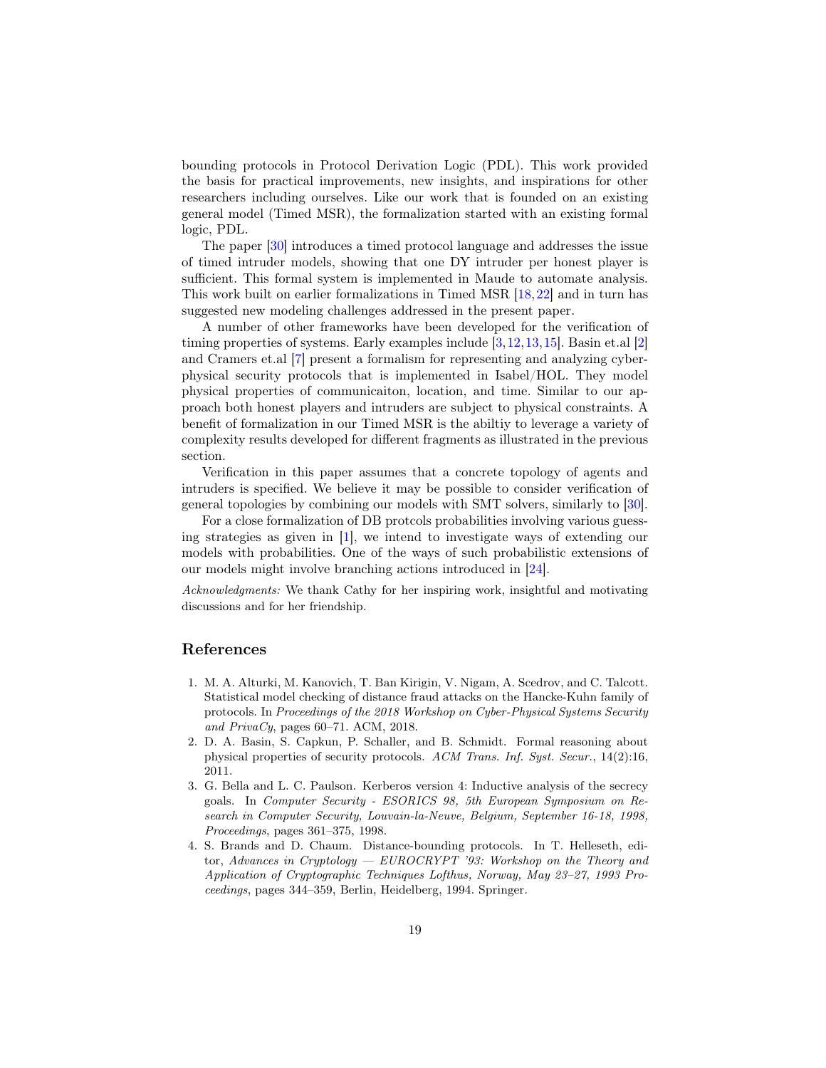bounding protocols in Protocol Derivation Logic (PDL). This work provided the basis for practical improvements, new insights, and inspirations for other researchers including ourselves. Like our work that is founded on an existing general model (Timed MSR), the formalization started with an existing formal logic, PDL.

The paper [30] introduces a timed protocol language and addresses the issue of timed intruder models, showing that one DY intruder per honest player is sufficient. This formal system is implemented in Maude to automate analysis. This work built on earlier formalizations in Timed MSR [18,22] and in turn has suggested new modeling challenges addressed in the present paper.

A number of other frameworks have been developed for the verification of timing properties of systems. Early examples include [3,12,13,15]. Basin et.al [2] and Cramers et.al [7] present a formalism for representing and analyzing cyber-physical security protocols that is implemented in Isabel/HOL. They model physical properties of communicaiton, location, and time. Similar to our approach both honest players and intruders are subject to physical constraints. A benefit of formalization in our Timed MSR is the abiltiy to leverage a variety of complexity results developed for different fragments as illustrated in the previous section.

Verification in this paper assumes that a concrete topology of agents and intruders is specified. We believe it may be possible to consider verification of general topologies by combining our models with SMT solvers, similarly to [30].

For a close formalization of DB protcols probabilities involving various guessing strategies as given in [1], we intend to investigate ways of extending our models with probabilities. One of the ways of such probabilistic extensions of our models might involve branching actions introduced in [24].

*Acknowledgments:* We thank Cathy for her inspiring work, insightful and motivating discussions and for her friendship.

## References

1. M. A. Alturki, M. Kanovich, T. Ban Kirigin, V. Nigam, A. Scedrov, and C. Talcott. Statistical model checking of distance fraud attacks on the Hancke-Kuhn family of protocols. In *Proceedings of the 2018 Workshop on Cyber-Physical Systems Security and PrivaCy*, pages 60–71. ACM, 2018.
2. D. A. Basin, S. Capkun, P. Schaller, and B. Schmidt. Formal reasoning about physical properties of security protocols. *ACM Trans. Inf. Syst. Secur.*, 14(2):16, 2011.
3. G. Bella and L. C. Paulson. Kerberos version 4: Inductive analysis of the secrecy goals. In *Computer Security - ESORICS 98, 5th European Symposium on Research in Computer Security, Louvain-la-Neuve, Belgium, September 16-18, 1998, Proceedings*, pages 361–375, 1998.
4. S. Brands and D. Chaum. Distance-bounding protocols. In T. Helleseth, editor, *Advances in Cryptology — EUROCRYPT '93: Workshop on the Theory and Application of Cryptographic Techniques Lofthus, Norway, May 23–27, 1993 Proceedings*, pages 344–359, Berlin, Heidelberg, 1994. Springer.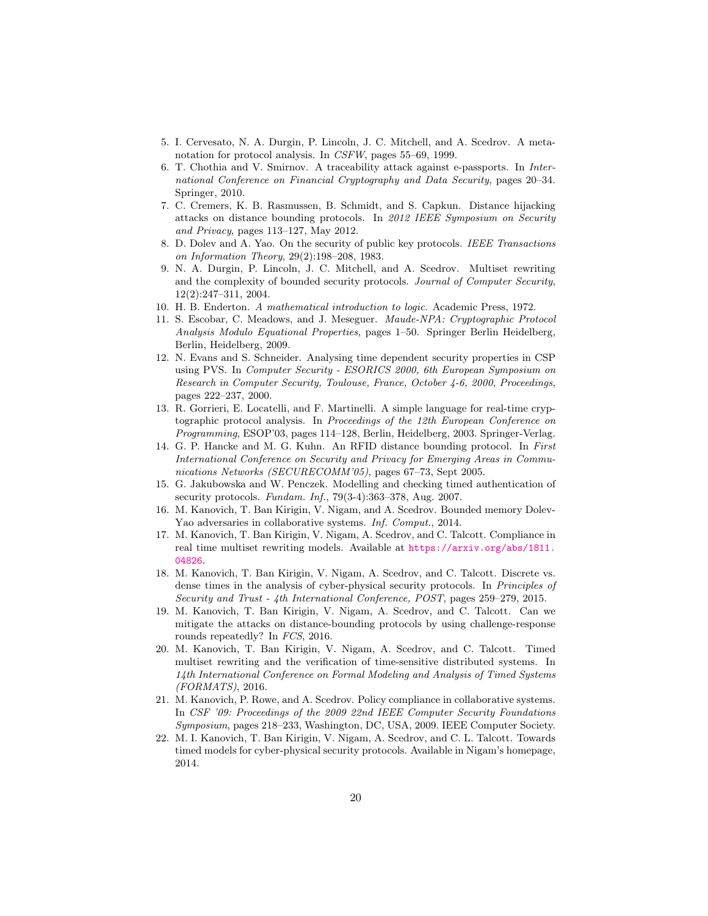5. I. Cervesato, N. A. Durgin, P. Lincoln, J. C. Mitchell, and A. Scedrov. A meta-notation for protocol analysis. In *CSFW*, pages 55–69, 1999.
6. T. Chothia and V. Smirnov. A traceability attack against e-passports. In *International Conference on Financial Cryptography and Data Security*, pages 20–34. Springer, 2010.
7. C. Cremers, K. B. Rasmussen, B. Schmidt, and S. Capkun. Distance hijacking attacks on distance bounding protocols. In *2012 IEEE Symposium on Security and Privacy*, pages 113–127, May 2012.
8. D. Dolev and A. Yao. On the security of public key protocols. *IEEE Transactions on Information Theory*, 29(2):198–208, 1983.
9. N. A. Durgin, P. Lincoln, J. C. Mitchell, and A. Scedrov. Multiset rewriting and the complexity of bounded security protocols. *Journal of Computer Security*, 12(2):247–311, 2004.
10. H. B. Enderton. *A mathematical introduction to logic*. Academic Press, 1972.
11. S. Escobar, C. Meadows, and J. Meseguer. *Maude-NPA: Cryptographic Protocol Analysis Modulo Equational Properties*, pages 1–50. Springer Berlin Heidelberg, Berlin, Heidelberg, 2009.
12. N. Evans and S. Schneider. Analysing time dependent security properties in CSP using PVS. In *Computer Security - ESORICS 2000, 6th European Symposium on Research in Computer Security, Toulouse, France, October 4-6, 2000, Proceedings*, pages 222–237, 2000.
13. R. Gorrieri, E. Locatelli, and F. Martinelli. A simple language for real-time cryptographic protocol analysis. In *Proceedings of the 12th European Conference on Programming*, ESOP'03, pages 114–128, Berlin, Heidelberg, 2003. Springer-Verlag.
14. G. P. Hancke and M. G. Kuhn. An RFID distance bounding protocol. In *First International Conference on Security and Privacy for Emerging Areas in Communications Networks (SECURECOMM'05)*, pages 67–73, Sept 2005.
15. G. Jakubowska and W. Penczek. Modelling and checking timed authentication of security protocols. *Fundam. Inf.*, 79(3-4):363–378, Aug. 2007.
16. M. Kanovich, T. Ban Kirigin, V. Nigam, and A. Scedrov. Bounded memory Dolev-Yao adversaries in collaborative systems. *Inf. Comput.*, 2014.
17. M. Kanovich, T. Ban Kirigin, V. Nigam, A. Scedrov, and C. Talcott. Compliance in real time multiset rewriting models. Available at https://arxiv.org/abs/1811.04826.
18. M. Kanovich, T. Ban Kirigin, V. Nigam, A. Scedrov, and C. Talcott. Discrete vs. dense times in the analysis of cyber-physical security protocols. In *Principles of Security and Trust - 4th International Conference, POST*, pages 259–279, 2015.
19. M. Kanovich, T. Ban Kirigin, V. Nigam, A. Scedrov, and C. Talcott. Can we mitigate the attacks on distance-bounding protocols by using challenge-response rounds repeatedly? In *FCS*, 2016.
20. M. Kanovich, T. Ban Kirigin, V. Nigam, A. Scedrov, and C. Talcott. Timed multiset rewriting and the verification of time-sensitive distributed systems. In *14th International Conference on Formal Modeling and Analysis of Timed Systems (FORMATS)*, 2016.
21. M. Kanovich, P. Rowe, and A. Scedrov. Policy compliance in collaborative systems. In *CSF '09: Proceedings of the 2009 22nd IEEE Computer Security Foundations Symposium*, pages 218–233, Washington, DC, USA, 2009. IEEE Computer Society.
22. M. I. Kanovich, T. Ban Kirigin, V. Nigam, A. Scedrov, and C. L. Talcott. Towards timed models for cyber-physical security protocols. Available in Nigam's homepage, 2014.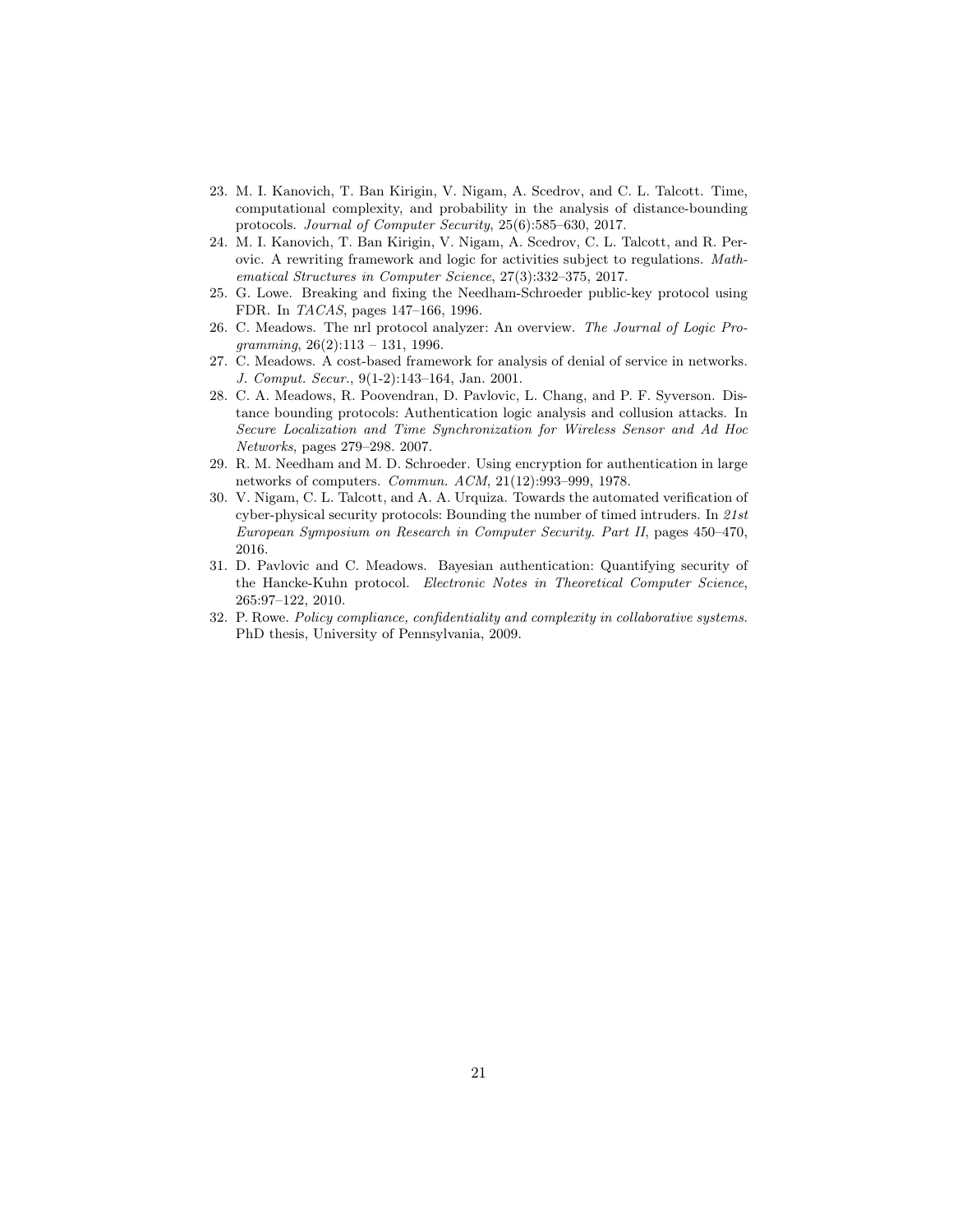23. M. I. Kanovich, T. Ban Kirigin, V. Nigam, A. Scedrov, and C. L. Talcott. Time, computational complexity, and probability in the analysis of distance-bounding protocols. *Journal of Computer Security*, 25(6):585–630, 2017.
24. M. I. Kanovich, T. Ban Kirigin, V. Nigam, A. Scedrov, C. L. Talcott, and R. Perovic. A rewriting framework and logic for activities subject to regulations. *Mathematical Structures in Computer Science*, 27(3):332–375, 2017.
25. G. Lowe. Breaking and fixing the Needham-Schroeder public-key protocol using FDR. In *TACAS*, pages 147–166, 1996.
26. C. Meadows. The nrl protocol analyzer: An overview. *The Journal of Logic Programming*, 26(2):113 – 131, 1996.
27. C. Meadows. A cost-based framework for analysis of denial of service in networks. *J. Comput. Secur.*, 9(1-2):143–164, Jan. 2001.
28. C. A. Meadows, R. Poovendran, D. Pavlovic, L. Chang, and P. F. Syverson. Distance bounding protocols: Authentication logic analysis and collusion attacks. In *Secure Localization and Time Synchronization for Wireless Sensor and Ad Hoc Networks*, pages 279–298. 2007.
29. R. M. Needham and M. D. Schroeder. Using encryption for authentication in large networks of computers. *Commun. ACM*, 21(12):993–999, 1978.
30. V. Nigam, C. L. Talcott, and A. A. Urquiza. Towards the automated verification of cyber-physical security protocols: Bounding the number of timed intruders. In *21st European Symposium on Research in Computer Security. Part II*, pages 450–470, 2016.
31. D. Pavlovic and C. Meadows. Bayesian authentication: Quantifying security of the Hancke-Kuhn protocol. *Electronic Notes in Theoretical Computer Science*, 265:97–122, 2010.
32. P. Rowe. *Policy compliance, confidentiality and complexity in collaborative systems.* PhD thesis, University of Pennsylvania, 2009.